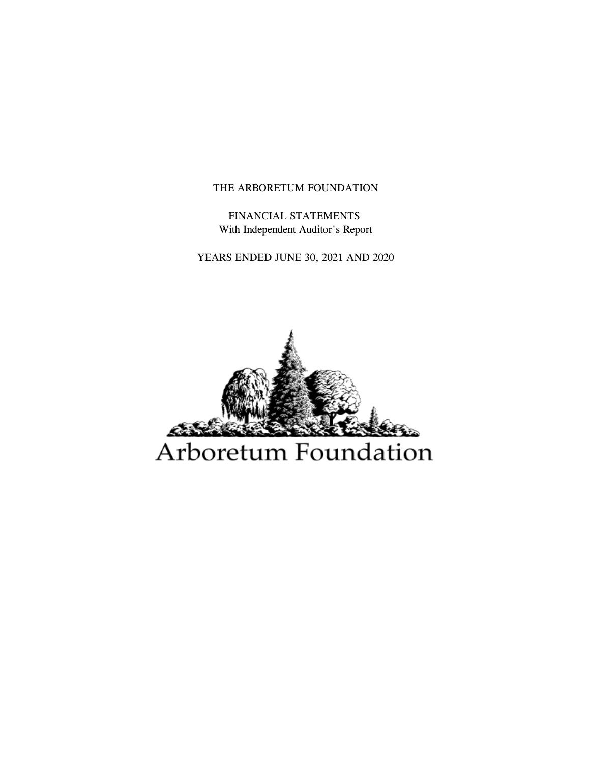THE ARBORETUM FOUNDATION

FINANCIAL STATEMENTS
With Independent Auditor's Report

YEARS ENDED JUNE 30, 2021 AND 2020

Arboretum Foundation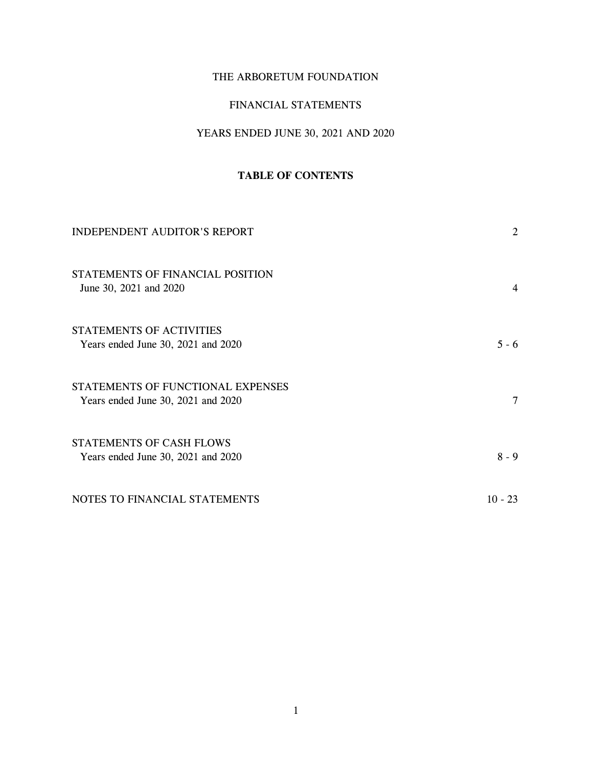THE ARBORETUM FOUNDATION

FINANCIAL STATEMENTS

YEARS ENDED JUNE 30, 2021 AND 2020

**TABLE OF CONTENTS**

| | |
|---|---|
| INDEPENDENT AUDITOR'S REPORT | 2 |
| STATEMENTS OF FINANCIAL POSITION<br>June 30, 2021 and 2020 | 4 |
| STATEMENTS OF ACTIVITIES<br>Years ended June 30, 2021 and 2020 | 5 - 6 |
| STATEMENTS OF FUNCTIONAL EXPENSES<br>Years ended June 30, 2021 and 2020 | 7 |
| STATEMENTS OF CASH FLOWS<br>Years ended June 30, 2021 and 2020 | 8 - 9 |
| NOTES TO FINANCIAL STATEMENTS | 10 - 23 |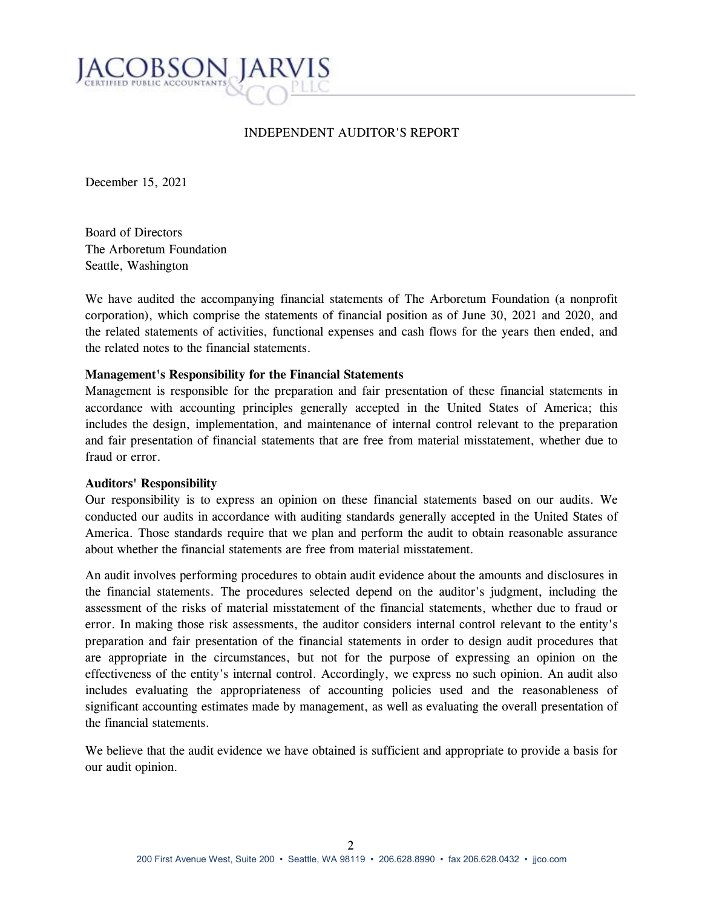JACOBSON JARVIS & CO PLLC
CERTIFIED PUBLIC ACCOUNTANTS

# INDEPENDENT AUDITOR'S REPORT

December 15, 2021

Board of Directors
The Arboretum Foundation
Seattle, Washington

We have audited the accompanying financial statements of The Arboretum Foundation (a nonprofit corporation), which comprise the statements of financial position as of June 30, 2021 and 2020, and the related statements of activities, functional expenses and cash flows for the years then ended, and the related notes to the financial statements.

**Management's Responsibility for the Financial Statements**
Management is responsible for the preparation and fair presentation of these financial statements in accordance with accounting principles generally accepted in the United States of America; this includes the design, implementation, and maintenance of internal control relevant to the preparation and fair presentation of financial statements that are free from material misstatement, whether due to fraud or error.

**Auditors' Responsibility**
Our responsibility is to express an opinion on these financial statements based on our audits. We conducted our audits in accordance with auditing standards generally accepted in the United States of America. Those standards require that we plan and perform the audit to obtain reasonable assurance about whether the financial statements are free from material misstatement.

An audit involves performing procedures to obtain audit evidence about the amounts and disclosures in the financial statements. The procedures selected depend on the auditor's judgment, including the assessment of the risks of material misstatement of the financial statements, whether due to fraud or error. In making those risk assessments, the auditor considers internal control relevant to the entity's preparation and fair presentation of the financial statements in order to design audit procedures that are appropriate in the circumstances, but not for the purpose of expressing an opinion on the effectiveness of the entity's internal control. Accordingly, we express no such opinion. An audit also includes evaluating the appropriateness of accounting policies used and the reasonableness of significant accounting estimates made by management, as well as evaluating the overall presentation of the financial statements.

We believe that the audit evidence we have obtained is sufficient and appropriate to provide a basis for our audit opinion.

200 First Avenue West, Suite 200 • Seattle, WA 98119 • 206.628.8990 • fax 206.628.0432 • jjco.com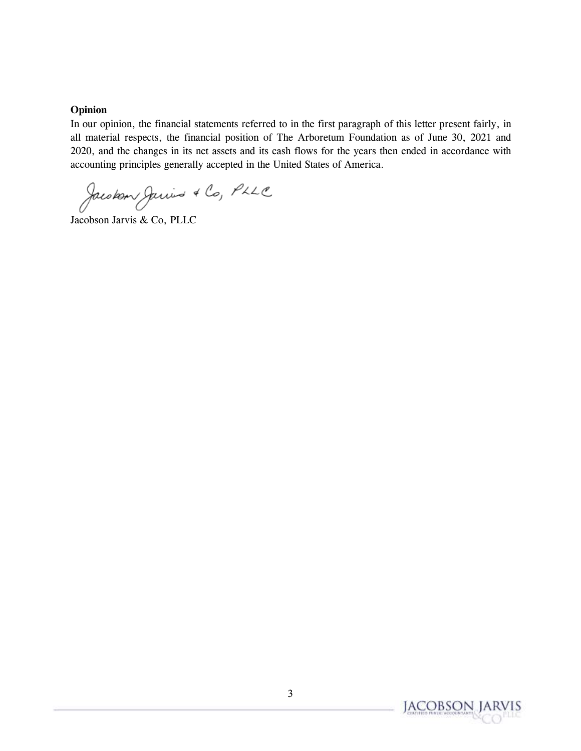**Opinion**

In our opinion, the financial statements referred to in the first paragraph of this letter present fairly, in all material respects, the financial position of The Arboretum Foundation as of June 30, 2021 and 2020, and the changes in its net assets and its cash flows for the years then ended in accordance with accounting principles generally accepted in the United States of America.

Jacobson Jarvis & Co, PLLC

Jacobson Jarvis & Co, PLLC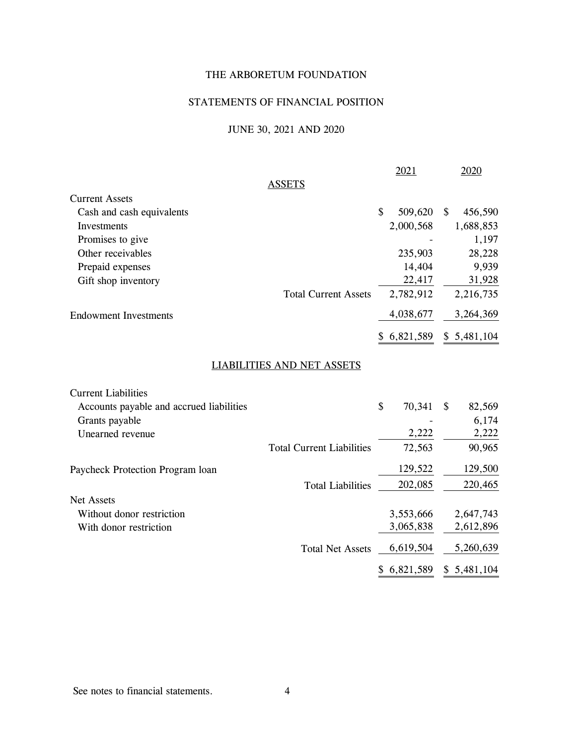# THE ARBORETUM FOUNDATION

## STATEMENTS OF FINANCIAL POSITION

### JUNE 30, 2021 AND 2020

| | 2021 | 2020 |
|---|---|---|
| **ASSETS** | | |
| Current Assets | | |
| Cash and cash equivalents | $ 509,620 | $ 456,590 |
| Investments | 2,000,568 | 1,688,853 |
| Promises to give | - | 1,197 |
| Other receivables | 235,903 | 28,228 |
| Prepaid expenses | 14,404 | 9,939 |
| Gift shop inventory | 22,417 | 31,928 |
| Total Current Assets | 2,782,912 | 2,216,735 |
| Endowment Investments | 4,038,677 | 3,264,369 |
| | $ 6,821,589 | $ 5,481,104 |
| **LIABILITIES AND NET ASSETS** | | |
| Current Liabilities | | |
| Accounts payable and accrued liabilities | $ 70,341 | $ 82,569 |
| Grants payable | - | 6,174 |
| Unearned revenue | 2,222 | 2,222 |
| Total Current Liabilities | 72,563 | 90,965 |
| Paycheck Protection Program loan | 129,522 | 129,500 |
| Total Liabilities | 202,085 | 220,465 |
| Net Assets | | |
| Without donor restriction | 3,553,666 | 2,647,743 |
| With donor restriction | 3,065,838 | 2,612,896 |
| Total Net Assets | 6,619,504 | 5,260,639 |
| | $ 6,821,589 | $ 5,481,104 |

See notes to financial statements.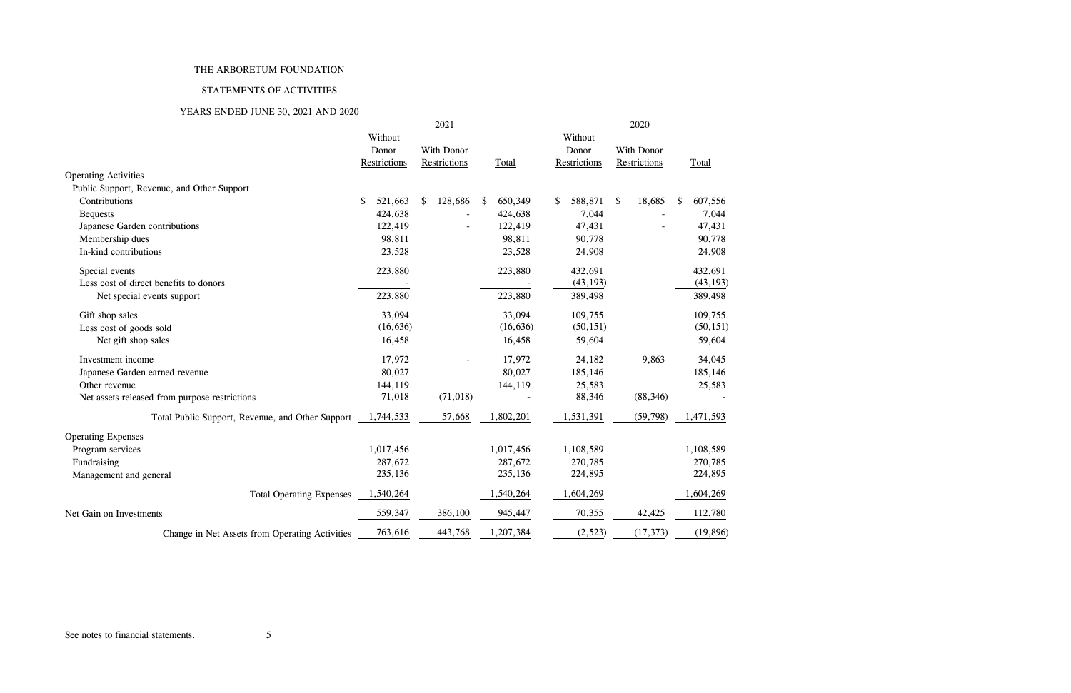THE ARBORETUM FOUNDATION

STATEMENTS OF ACTIVITIES

YEARS ENDED JUNE 30, 2021 AND 2020

| | 2021 | | | 2020 | | |
|---|---|---|---|---|---|---|
| | Without Donor Restrictions | With Donor Restrictions | Total | Without Donor Restrictions | With Donor Restrictions | Total |
| Operating Activities | | | | | | |
| Public Support, Revenue, and Other Support | | | | | | |
| Contributions | $ 521,663 | $ 128,686 | $ 650,349 | $ 588,871 | $ 18,685 | $ 607,556 |
| Bequests | 424,638 | - | 424,638 | 7,044 | - | 7,044 |
| Japanese Garden contributions | 122,419 | - | 122,419 | 47,431 | - | 47,431 |
| Membership dues | 98,811 | | 98,811 | 90,778 | | 90,778 |
| In-kind contributions | 23,528 | | 23,528 | 24,908 | | 24,908 |
| Special events | 223,880 | | 223,880 | 432,691 | | 432,691 |
| Less cost of direct benefits to donors | - | | - | (43,193) | | (43,193) |
| Net special events support | 223,880 | | 223,880 | 389,498 | | 389,498 |
| Gift shop sales | 33,094 | | 33,094 | 109,755 | | 109,755 |
| Less cost of goods sold | (16,636) | | (16,636) | (50,151) | | (50,151) |
| Net gift shop sales | 16,458 | | 16,458 | 59,604 | | 59,604 |
| Investment income | 17,972 | - | 17,972 | 24,182 | 9,863 | 34,045 |
| Japanese Garden earned revenue | 80,027 | | 80,027 | 185,146 | | 185,146 |
| Other revenue | 144,119 | | 144,119 | 25,583 | | 25,583 |
| Net assets released from purpose restrictions | 71,018 | (71,018) | - | 88,346 | (88,346) | - |
| Total Public Support, Revenue, and Other Support | 1,744,533 | 57,668 | 1,802,201 | 1,531,391 | (59,798) | 1,471,593 |
| Operating Expenses | | | | | | |
| Program services | 1,017,456 | | 1,017,456 | 1,108,589 | | 1,108,589 |
| Fundraising | 287,672 | | 287,672 | 270,785 | | 270,785 |
| Management and general | 235,136 | | 235,136 | 224,895 | | 224,895 |
| Total Operating Expenses | 1,540,264 | | 1,540,264 | 1,604,269 | | 1,604,269 |
| Net Gain on Investments | 559,347 | 386,100 | 945,447 | 70,355 | 42,425 | 112,780 |
| Change in Net Assets from Operating Activities | 763,616 | 443,768 | 1,207,384 | (2,523) | (17,373) | (19,896) |

See notes to financial statements.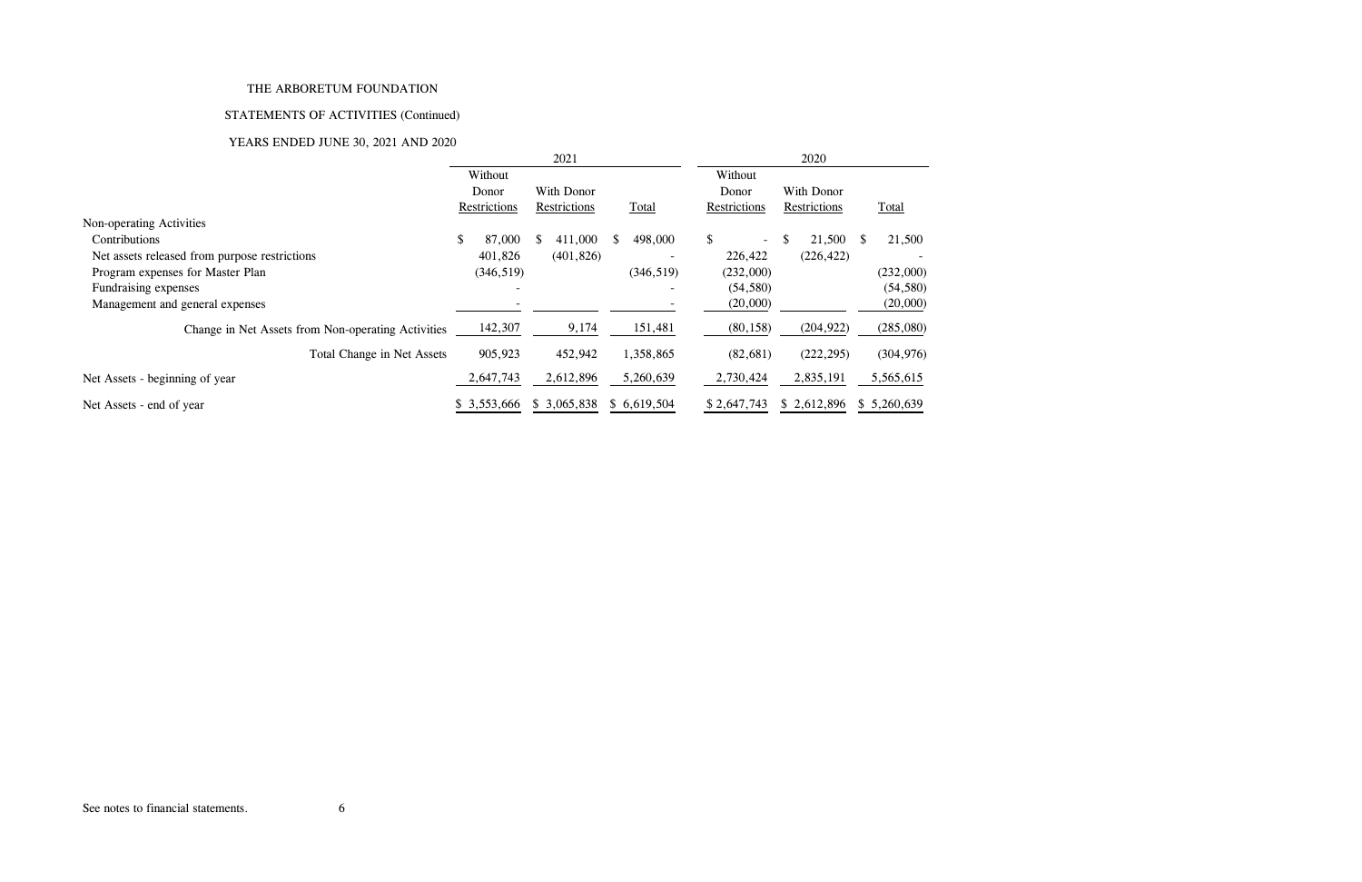THE ARBORETUM FOUNDATION

STATEMENTS OF ACTIVITIES (Continued)

YEARS ENDED JUNE 30, 2021 AND 2020

| | 2021 | | | 2020 | | |
|---|---|---|---|---|---|---|
| | Without Donor Restrictions | With Donor Restrictions | Total | Without Donor Restrictions | With Donor Restrictions | Total |
| Non-operating Activities | | | | | | |
| Contributions | $ 87,000 | $ 411,000 | $ 498,000 | $ - | $ 21,500 | $ 21,500 |
| Net assets released from purpose restrictions | 401,826 | (401,826) | - | 226,422 | (226,422) | - |
| Program expenses for Master Plan | (346,519) | | (346,519) | (232,000) | | (232,000) |
| Fundraising expenses | - | | - | (54,580) | | (54,580) |
| Management and general expenses | - | | - | (20,000) | | (20,000) |
| Change in Net Assets from Non-operating Activities | 142,307 | 9,174 | 151,481 | (80,158) | (204,922) | (285,080) |
| Total Change in Net Assets | 905,923 | 452,942 | 1,358,865 | (82,681) | (222,295) | (304,976) |
| Net Assets - beginning of year | 2,647,743 | 2,612,896 | 5,260,639 | 2,730,424 | 2,835,191 | 5,565,615 |
| Net Assets - end of year | $ 3,553,666 | $ 3,065,838 | $ 6,619,504 | $ 2,647,743 | $ 2,612,896 | $ 5,260,639 |

See notes to financial statements.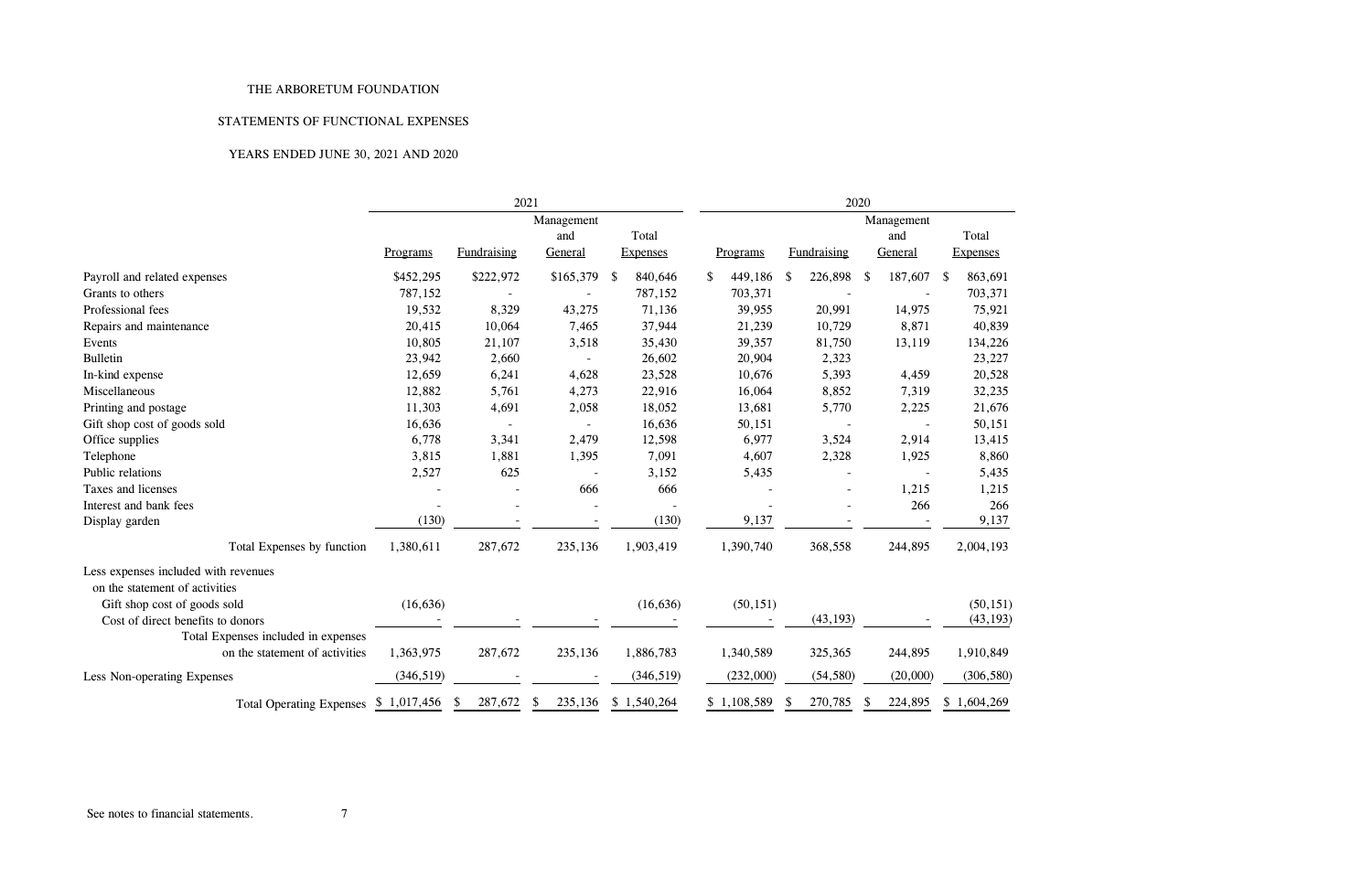THE ARBORETUM FOUNDATION

STATEMENTS OF FUNCTIONAL EXPENSES

YEARS ENDED JUNE 30, 2021 AND 2020

| | 2021 | | | | 2020 | | | |
|---|---|---|---|---|---|---|---|---|
| | Programs | Fundraising | Management and General | Total Expenses | Programs | Fundraising | Management and General | Total Expenses |
| Payroll and related expenses | $452,295 | $222,972 | $165,379 | $ 840,646 | $ 449,186 | $ 226,898 | $ 187,607 | $ 863,691 |
| Grants to others | 787,152 | - | - | 787,152 | 703,371 | - | - | 703,371 |
| Professional fees | 19,532 | 8,329 | 43,275 | 71,136 | 39,955 | 20,991 | 14,975 | 75,921 |
| Repairs and maintenance | 20,415 | 10,064 | 7,465 | 37,944 | 21,239 | 10,729 | 8,871 | 40,839 |
| Events | 10,805 | 21,107 | 3,518 | 35,430 | 39,357 | 81,750 | 13,119 | 134,226 |
| Bulletin | 23,942 | 2,660 | - | 26,602 | 20,904 | 2,323 | | 23,227 |
| In-kind expense | 12,659 | 6,241 | 4,628 | 23,528 | 10,676 | 5,393 | 4,459 | 20,528 |
| Miscellaneous | 12,882 | 5,761 | 4,273 | 22,916 | 16,064 | 8,852 | 7,319 | 32,235 |
| Printing and postage | 11,303 | 4,691 | 2,058 | 18,052 | 13,681 | 5,770 | 2,225 | 21,676 |
| Gift shop cost of goods sold | 16,636 | - | - | 16,636 | 50,151 | - | - | 50,151 |
| Office supplies | 6,778 | 3,341 | 2,479 | 12,598 | 6,977 | 3,524 | 2,914 | 13,415 |
| Telephone | 3,815 | 1,881 | 1,395 | 7,091 | 4,607 | 2,328 | 1,925 | 8,860 |
| Public relations | 2,527 | 625 | - | 3,152 | 5,435 | - | - | 5,435 |
| Taxes and licenses | - | - | 666 | 666 | - | - | 1,215 | 1,215 |
| Interest and bank fees | - | - | - | - | - | - | 266 | 266 |
| Display garden | (130) | - | - | (130) | 9,137 | - | - | 9,137 |
| Total Expenses by function | 1,380,611 | 287,672 | 235,136 | 1,903,419 | 1,390,740 | 368,558 | 244,895 | 2,004,193 |
| Less expenses included with revenues on the statement of activities | | | | | | | | |
| Gift shop cost of goods sold | (16,636) | | | (16,636) | (50,151) | | | (50,151) |
| Cost of direct benefits to donors | - | - | - | - | - | (43,193) | - | (43,193) |
| Total Expenses included in expenses on the statement of activities | 1,363,975 | 287,672 | 235,136 | 1,886,783 | 1,340,589 | 325,365 | 244,895 | 1,910,849 |
| Less Non-operating Expenses | (346,519) | - | - | (346,519) | (232,000) | (54,580) | (20,000) | (306,580) |
| Total Operating Expenses | $ 1,017,456 | $ 287,672 | $ 235,136 | $ 1,540,264 | $ 1,108,589 | $ 270,785 | $ 224,895 | $ 1,604,269 |

See notes to financial statements.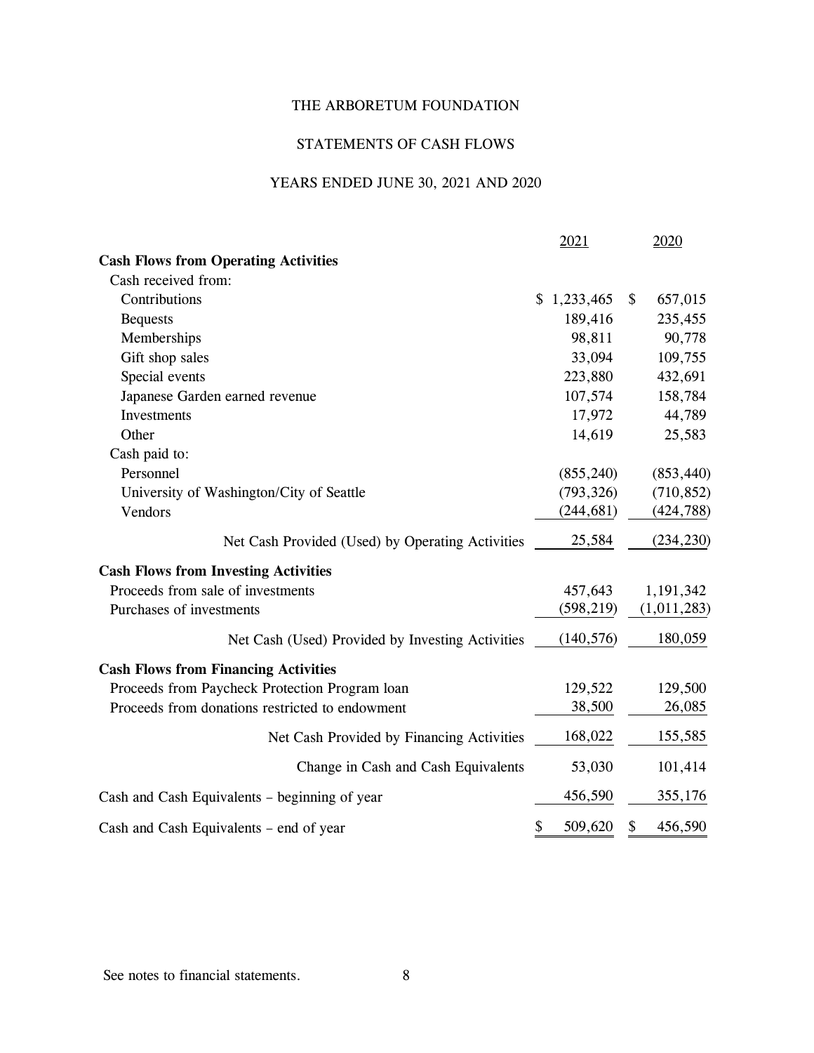# THE ARBORETUM FOUNDATION

## STATEMENTS OF CASH FLOWS

### YEARS ENDED JUNE 30, 2021 AND 2020

| | 2021 | 2020 |
|---|---|---|
| **Cash Flows from Operating Activities** | | |
| Cash received from: | | |
| Contributions | $ 1,233,465 | $ 657,015 |
| Bequests | 189,416 | 235,455 |
| Memberships | 98,811 | 90,778 |
| Gift shop sales | 33,094 | 109,755 |
| Special events | 223,880 | 432,691 |
| Japanese Garden earned revenue | 107,574 | 158,784 |
| Investments | 17,972 | 44,789 |
| Other | 14,619 | 25,583 |
| Cash paid to: | | |
| Personnel | (855,240) | (853,440) |
| University of Washington/City of Seattle | (793,326) | (710,852) |
| Vendors | (244,681) | (424,788) |
| Net Cash Provided (Used) by Operating Activities | 25,584 | (234,230) |
| **Cash Flows from Investing Activities** | | |
| Proceeds from sale of investments | 457,643 | 1,191,342 |
| Purchases of investments | (598,219) | (1,011,283) |
| Net Cash (Used) Provided by Investing Activities | (140,576) | 180,059 |
| **Cash Flows from Financing Activities** | | |
| Proceeds from Paycheck Protection Program loan | 129,522 | 129,500 |
| Proceeds from donations restricted to endowment | 38,500 | 26,085 |
| Net Cash Provided by Financing Activities | 168,022 | 155,585 |
| Change in Cash and Cash Equivalents | 53,030 | 101,414 |
| Cash and Cash Equivalents – beginning of year | 456,590 | 355,176 |
| Cash and Cash Equivalents – end of year | $ 509,620 | $ 456,590 |

See notes to financial statements.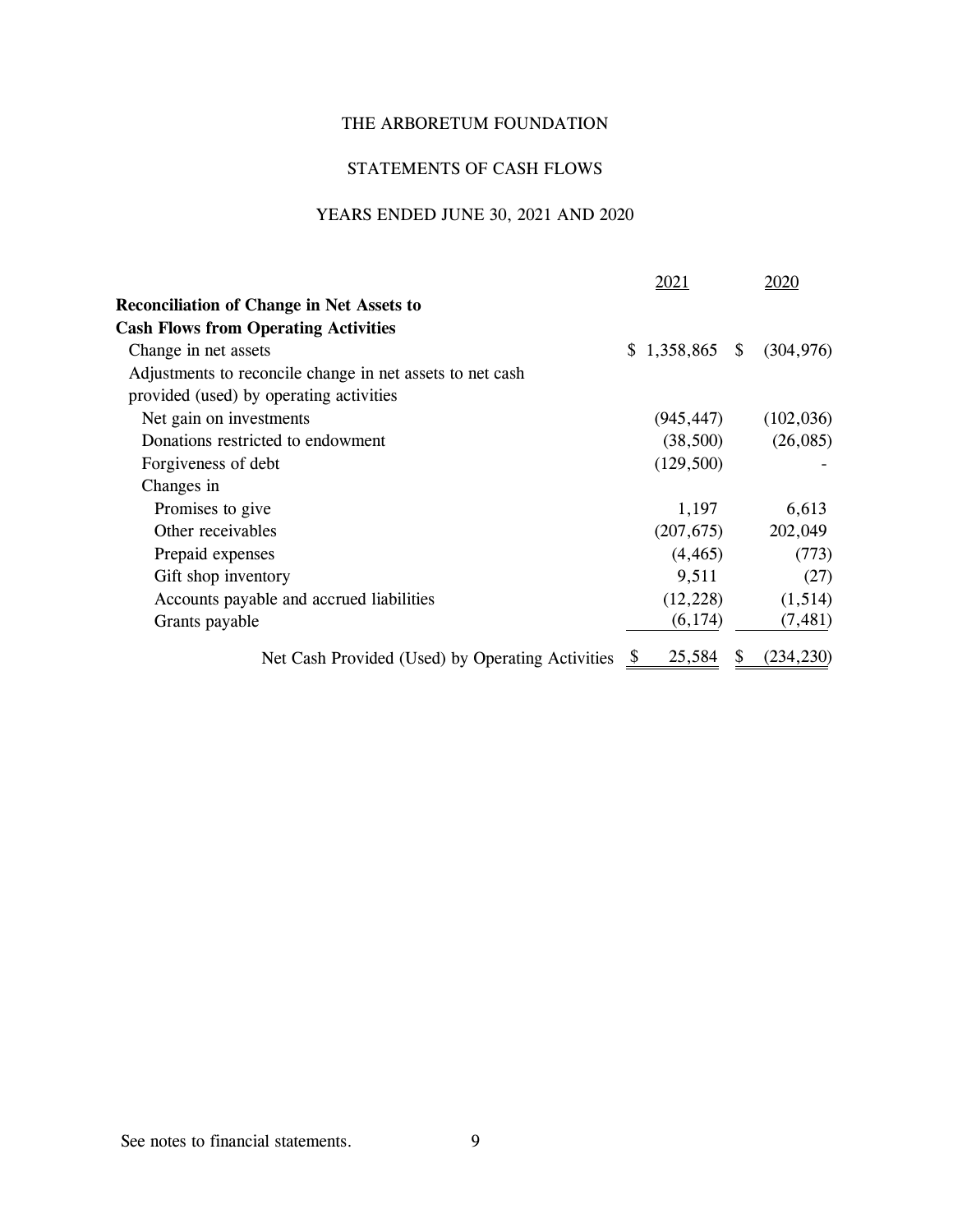THE ARBORETUM FOUNDATION

STATEMENTS OF CASH FLOWS

YEARS ENDED JUNE 30, 2021 AND 2020

| | 2021 | 2020 |
|---|---|---|
| **Reconciliation of Change in Net Assets to Cash Flows from Operating Activities** | | |
| Change in net assets | $ 1,358,865 | $ (304,976) |
| Adjustments to reconcile change in net assets to net cash provided (used) by operating activities | | |
| Net gain on investments | (945,447) | (102,036) |
| Donations restricted to endowment | (38,500) | (26,085) |
| Forgiveness of debt | (129,500) | - |
| Changes in | | |
| Promises to give | 1,197 | 6,613 |
| Other receivables | (207,675) | 202,049 |
| Prepaid expenses | (4,465) | (773) |
| Gift shop inventory | 9,511 | (27) |
| Accounts payable and accrued liabilities | (12,228) | (1,514) |
| Grants payable | (6,174) | (7,481) |
| Net Cash Provided (Used) by Operating Activities | $ 25,584 | $ (234,230) |

See notes to financial statements.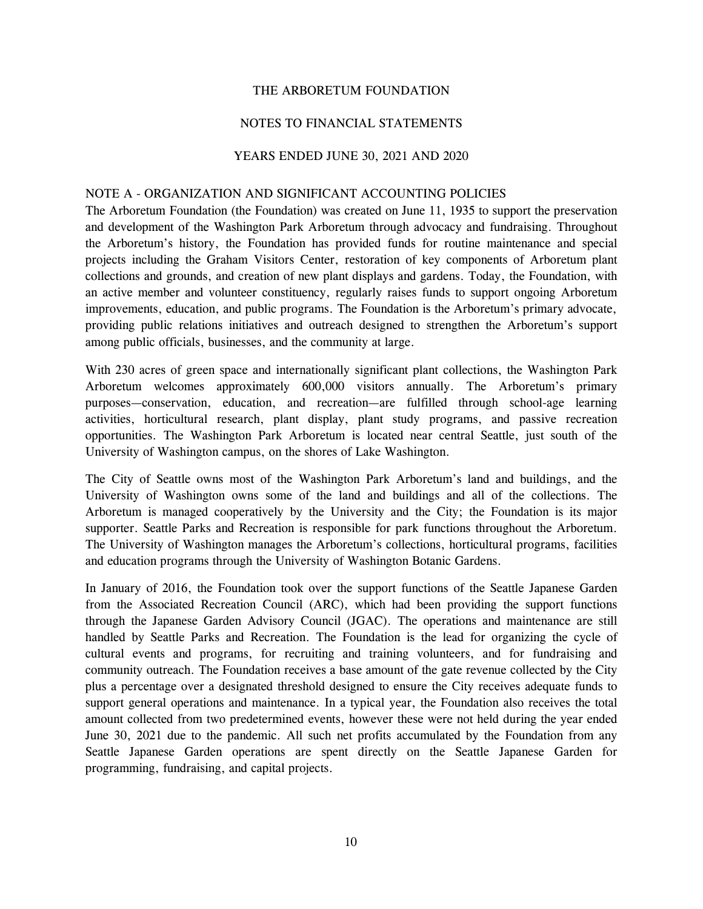# THE ARBORETUM FOUNDATION

## NOTES TO FINANCIAL STATEMENTS

## YEARS ENDED JUNE 30, 2021 AND 2020

### NOTE A - ORGANIZATION AND SIGNIFICANT ACCOUNTING POLICIES

The Arboretum Foundation (the Foundation) was created on June 11, 1935 to support the preservation and development of the Washington Park Arboretum through advocacy and fundraising. Throughout the Arboretum's history, the Foundation has provided funds for routine maintenance and special projects including the Graham Visitors Center, restoration of key components of Arboretum plant collections and grounds, and creation of new plant displays and gardens. Today, the Foundation, with an active member and volunteer constituency, regularly raises funds to support ongoing Arboretum improvements, education, and public programs. The Foundation is the Arboretum's primary advocate, providing public relations initiatives and outreach designed to strengthen the Arboretum's support among public officials, businesses, and the community at large.

With 230 acres of green space and internationally significant plant collections, the Washington Park Arboretum welcomes approximately 600,000 visitors annually. The Arboretum's primary purposes—conservation, education, and recreation—are fulfilled through school-age learning activities, horticultural research, plant display, plant study programs, and passive recreation opportunities. The Washington Park Arboretum is located near central Seattle, just south of the University of Washington campus, on the shores of Lake Washington.

The City of Seattle owns most of the Washington Park Arboretum's land and buildings, and the University of Washington owns some of the land and buildings and all of the collections. The Arboretum is managed cooperatively by the University and the City; the Foundation is its major supporter. Seattle Parks and Recreation is responsible for park functions throughout the Arboretum. The University of Washington manages the Arboretum's collections, horticultural programs, facilities and education programs through the University of Washington Botanic Gardens.

In January of 2016, the Foundation took over the support functions of the Seattle Japanese Garden from the Associated Recreation Council (ARC), which had been providing the support functions through the Japanese Garden Advisory Council (JGAC). The operations and maintenance are still handled by Seattle Parks and Recreation. The Foundation is the lead for organizing the cycle of cultural events and programs, for recruiting and training volunteers, and for fundraising and community outreach. The Foundation receives a base amount of the gate revenue collected by the City plus a percentage over a designated threshold designed to ensure the City receives adequate funds to support general operations and maintenance. In a typical year, the Foundation also receives the total amount collected from two predetermined events, however these were not held during the year ended June 30, 2021 due to the pandemic. All such net profits accumulated by the Foundation from any Seattle Japanese Garden operations are spent directly on the Seattle Japanese Garden for programming, fundraising, and capital projects.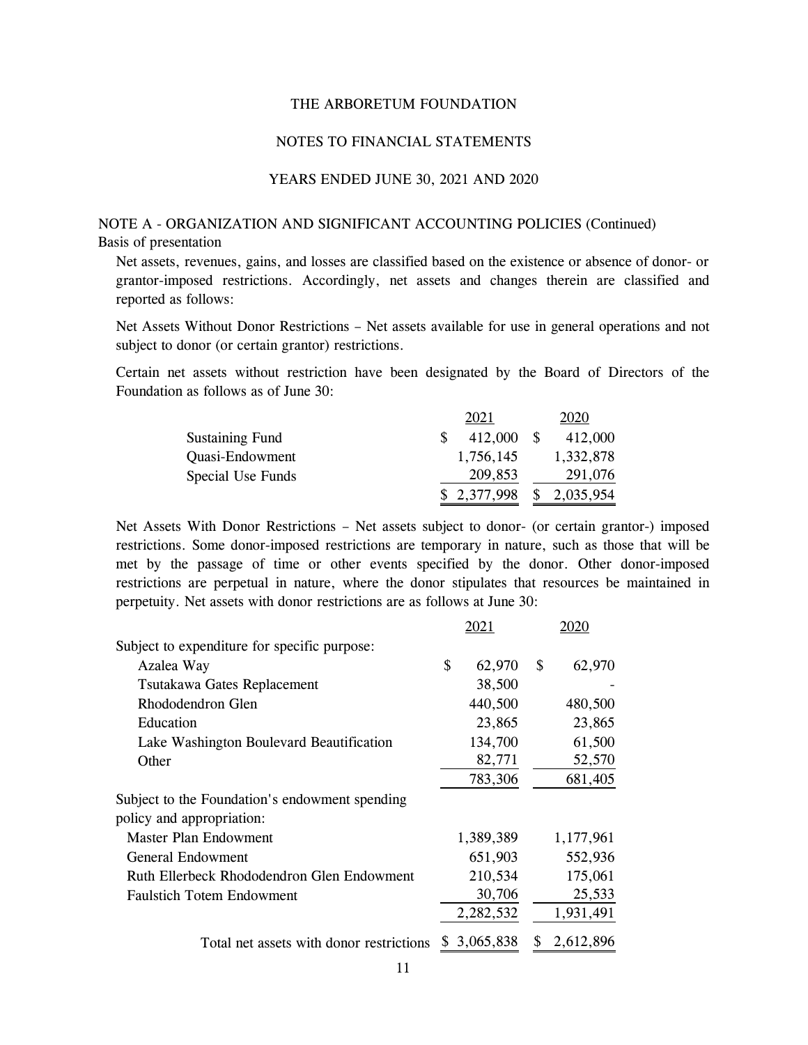THE ARBORETUM FOUNDATION

NOTES TO FINANCIAL STATEMENTS

YEARS ENDED JUNE 30, 2021 AND 2020

## NOTE A - ORGANIZATION AND SIGNIFICANT ACCOUNTING POLICIES (Continued)

Basis of presentation

Net assets, revenues, gains, and losses are classified based on the existence or absence of donor- or grantor-imposed restrictions. Accordingly, net assets and changes therein are classified and reported as follows:

Net Assets Without Donor Restrictions – Net assets available for use in general operations and not subject to donor (or certain grantor) restrictions.

Certain net assets without restriction have been designated by the Board of Directors of the Foundation as follows as of June 30:

| | 2021 | 2020 |
|---|---|---|
| Sustaining Fund | $ 412,000 | $ 412,000 |
| Quasi-Endowment | 1,756,145 | 1,332,878 |
| Special Use Funds | 209,853 | 291,076 |
| | $ 2,377,998 | $ 2,035,954 |

Net Assets With Donor Restrictions – Net assets subject to donor- (or certain grantor-) imposed restrictions. Some donor-imposed restrictions are temporary in nature, such as those that will be met by the passage of time or other events specified by the donor. Other donor-imposed restrictions are perpetual in nature, where the donor stipulates that resources be maintained in perpetuity. Net assets with donor restrictions are as follows at June 30:

| | 2021 | 2020 |
|---|---|---|
| Subject to expenditure for specific purpose: | | |
| Azalea Way | $ 62,970 | $ 62,970 |
| Tsutakawa Gates Replacement | 38,500 | - |
| Rhododendron Glen | 440,500 | 480,500 |
| Education | 23,865 | 23,865 |
| Lake Washington Boulevard Beautification | 134,700 | 61,500 |
| Other | 82,771 | 52,570 |
| | 783,306 | 681,405 |
| Subject to the Foundation's endowment spending policy and appropriation: | | |
| Master Plan Endowment | 1,389,389 | 1,177,961 |
| General Endowment | 651,903 | 552,936 |
| Ruth Ellerbeck Rhododendron Glen Endowment | 210,534 | 175,061 |
| Faulstich Totem Endowment | 30,706 | 25,533 |
| | 2,282,532 | 1,931,491 |
| Total net assets with donor restrictions | $ 3,065,838 | $ 2,612,896 |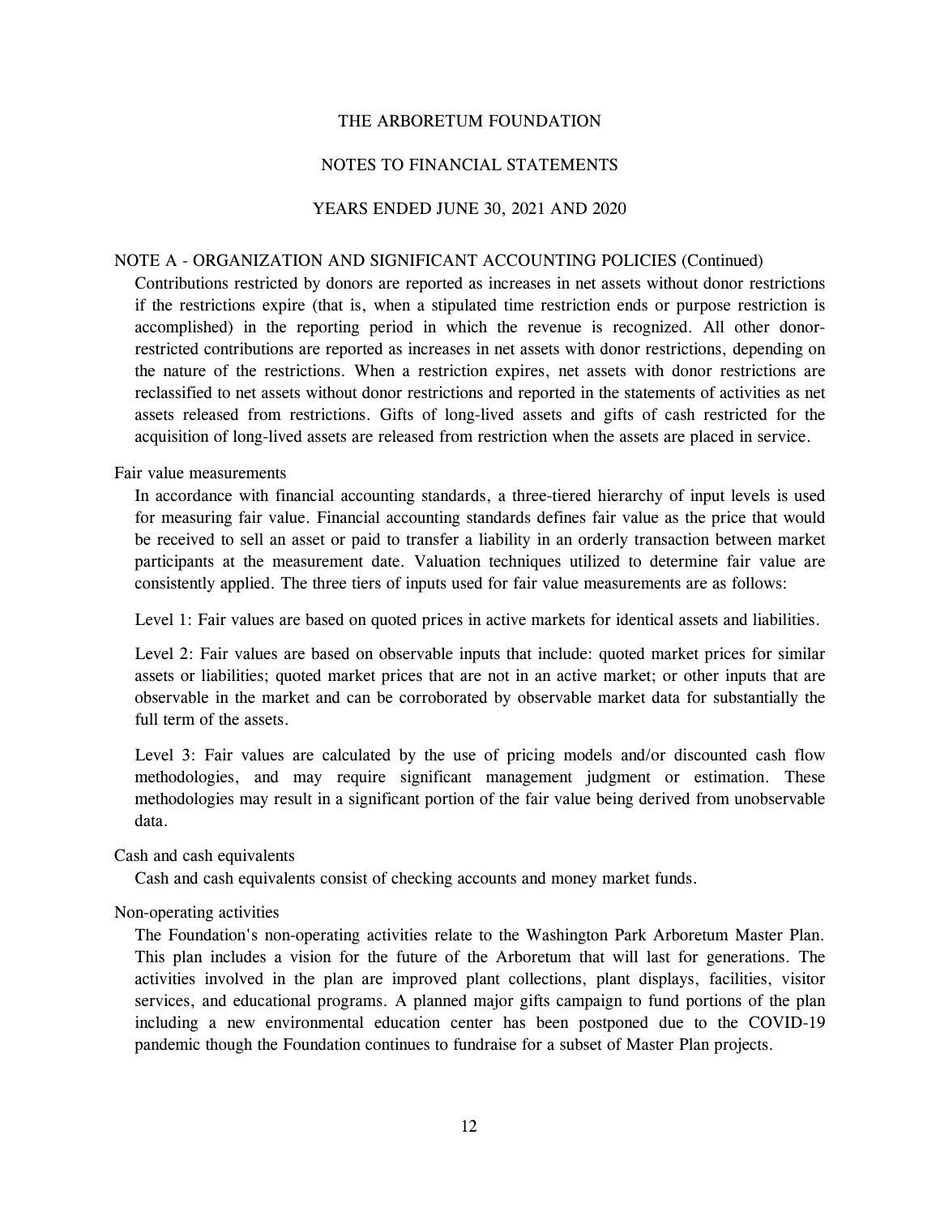THE ARBORETUM FOUNDATION

NOTES TO FINANCIAL STATEMENTS

YEARS ENDED JUNE 30, 2021 AND 2020

NOTE A - ORGANIZATION AND SIGNIFICANT ACCOUNTING POLICIES (Continued)

Contributions restricted by donors are reported as increases in net assets without donor restrictions if the restrictions expire (that is, when a stipulated time restriction ends or purpose restriction is accomplished) in the reporting period in which the revenue is recognized. All other donor-restricted contributions are reported as increases in net assets with donor restrictions, depending on the nature of the restrictions. When a restriction expires, net assets with donor restrictions are reclassified to net assets without donor restrictions and reported in the statements of activities as net assets released from restrictions. Gifts of long-lived assets and gifts of cash restricted for the acquisition of long-lived assets are released from restriction when the assets are placed in service.

Fair value measurements

In accordance with financial accounting standards, a three-tiered hierarchy of input levels is used for measuring fair value. Financial accounting standards defines fair value as the price that would be received to sell an asset or paid to transfer a liability in an orderly transaction between market participants at the measurement date. Valuation techniques utilized to determine fair value are consistently applied. The three tiers of inputs used for fair value measurements are as follows:

Level 1: Fair values are based on quoted prices in active markets for identical assets and liabilities.

Level 2: Fair values are based on observable inputs that include: quoted market prices for similar assets or liabilities; quoted market prices that are not in an active market; or other inputs that are observable in the market and can be corroborated by observable market data for substantially the full term of the assets.

Level 3: Fair values are calculated by the use of pricing models and/or discounted cash flow methodologies, and may require significant management judgment or estimation. These methodologies may result in a significant portion of the fair value being derived from unobservable data.

Cash and cash equivalents

Cash and cash equivalents consist of checking accounts and money market funds.

Non-operating activities

The Foundation's non-operating activities relate to the Washington Park Arboretum Master Plan. This plan includes a vision for the future of the Arboretum that will last for generations. The activities involved in the plan are improved plant collections, plant displays, facilities, visitor services, and educational programs. A planned major gifts campaign to fund portions of the plan including a new environmental education center has been postponed due to the COVID-19 pandemic though the Foundation continues to fundraise for a subset of Master Plan projects.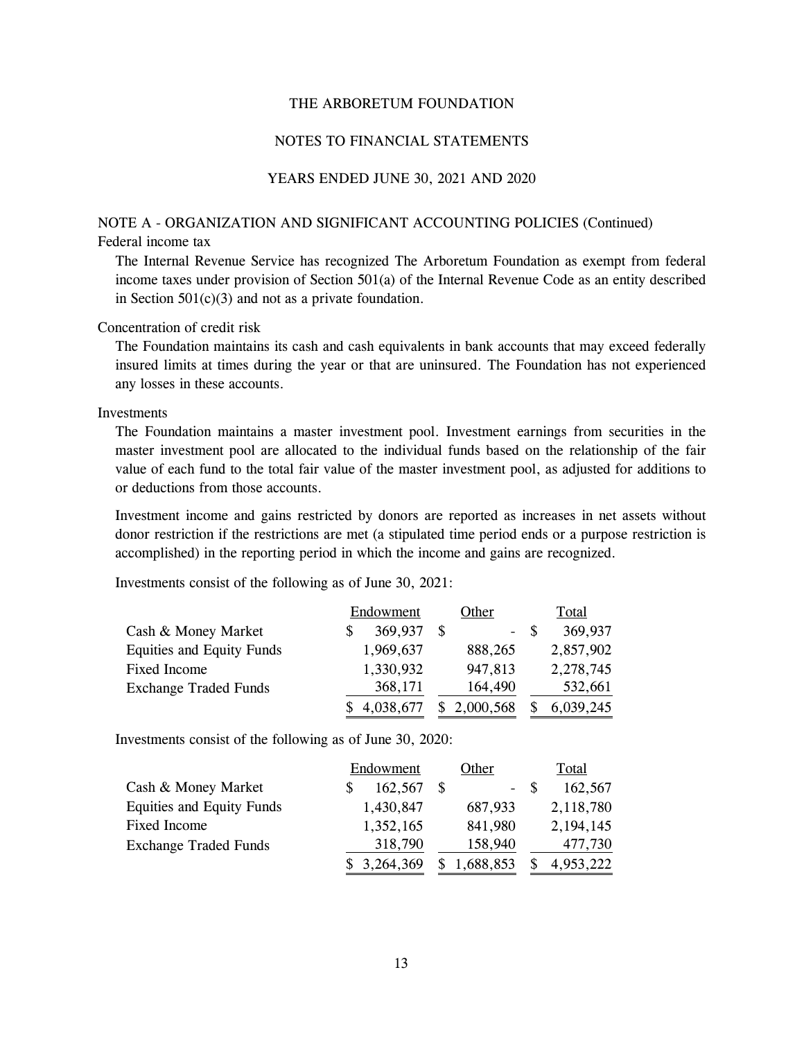# THE ARBORETUM FOUNDATION

## NOTES TO FINANCIAL STATEMENTS

### YEARS ENDED JUNE 30, 2021 AND 2020

NOTE A - ORGANIZATION AND SIGNIFICANT ACCOUNTING POLICIES (Continued)

Federal income tax

The Internal Revenue Service has recognized The Arboretum Foundation as exempt from federal income taxes under provision of Section 501(a) of the Internal Revenue Code as an entity described in Section 501(c)(3) and not as a private foundation.

Concentration of credit risk

The Foundation maintains its cash and cash equivalents in bank accounts that may exceed federally insured limits at times during the year or that are uninsured. The Foundation has not experienced any losses in these accounts.

Investments

The Foundation maintains a master investment pool. Investment earnings from securities in the master investment pool are allocated to the individual funds based on the relationship of the fair value of each fund to the total fair value of the master investment pool, as adjusted for additions to or deductions from those accounts.

Investment income and gains restricted by donors are reported as increases in net assets without donor restriction if the restrictions are met (a stipulated time period ends or a purpose restriction is accomplished) in the reporting period in which the income and gains are recognized.

Investments consist of the following as of June 30, 2021:

| | Endowment | Other | Total |
|---|---|---|---|
| Cash & Money Market | $ 369,937 | $ - | $ 369,937 |
| Equities and Equity Funds | 1,969,637 | 888,265 | 2,857,902 |
| Fixed Income | 1,330,932 | 947,813 | 2,278,745 |
| Exchange Traded Funds | 368,171 | 164,490 | 532,661 |
| | $ 4,038,677 | $ 2,000,568 | $ 6,039,245 |

Investments consist of the following as of June 30, 2020:

| | Endowment | Other | Total |
|---|---|---|---|
| Cash & Money Market | $ 162,567 | $ - | $ 162,567 |
| Equities and Equity Funds | 1,430,847 | 687,933 | 2,118,780 |
| Fixed Income | 1,352,165 | 841,980 | 2,194,145 |
| Exchange Traded Funds | 318,790 | 158,940 | 477,730 |
| | $ 3,264,369 | $ 1,688,853 | $ 4,953,222 |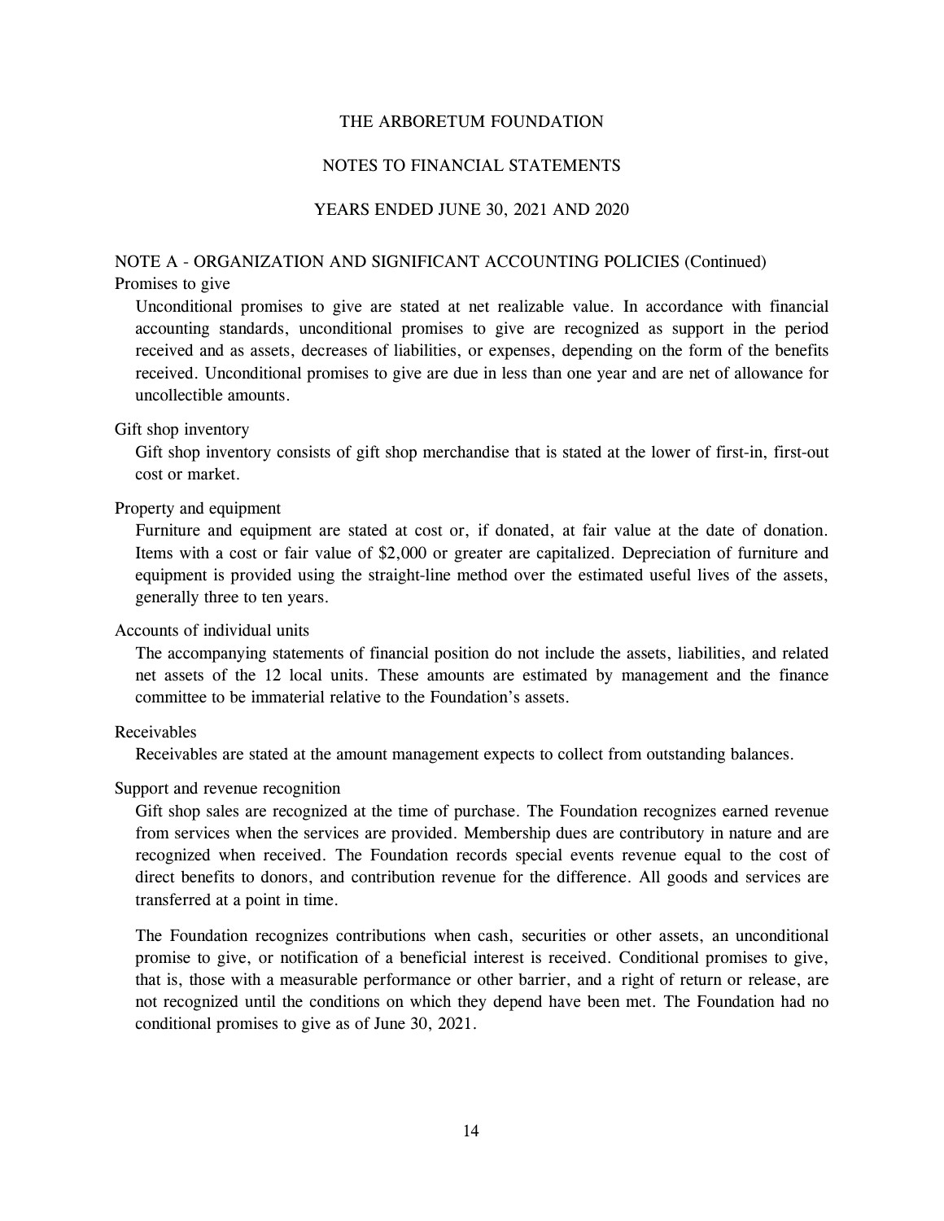## NOTE A - ORGANIZATION AND SIGNIFICANT ACCOUNTING POLICIES (Continued)

### Promises to give

Unconditional promises to give are stated at net realizable value. In accordance with financial accounting standards, unconditional promises to give are recognized as support in the period received and as assets, decreases of liabilities, or expenses, depending on the form of the benefits received. Unconditional promises to give are due in less than one year and are net of allowance for uncollectible amounts.

### Gift shop inventory

Gift shop inventory consists of gift shop merchandise that is stated at the lower of first-in, first-out cost or market.

### Property and equipment

Furniture and equipment are stated at cost or, if donated, at fair value at the date of donation. Items with a cost or fair value of $2,000 or greater are capitalized. Depreciation of furniture and equipment is provided using the straight-line method over the estimated useful lives of the assets, generally three to ten years.

### Accounts of individual units

The accompanying statements of financial position do not include the assets, liabilities, and related net assets of the 12 local units. These amounts are estimated by management and the finance committee to be immaterial relative to the Foundation's assets.

### Receivables

Receivables are stated at the amount management expects to collect from outstanding balances.

### Support and revenue recognition

Gift shop sales are recognized at the time of purchase. The Foundation recognizes earned revenue from services when the services are provided. Membership dues are contributory in nature and are recognized when received. The Foundation records special events revenue equal to the cost of direct benefits to donors, and contribution revenue for the difference. All goods and services are transferred at a point in time.

The Foundation recognizes contributions when cash, securities or other assets, an unconditional promise to give, or notification of a beneficial interest is received. Conditional promises to give, that is, those with a measurable performance or other barrier, and a right of return or release, are not recognized until the conditions on which they depend have been met. The Foundation had no conditional promises to give as of June 30, 2021.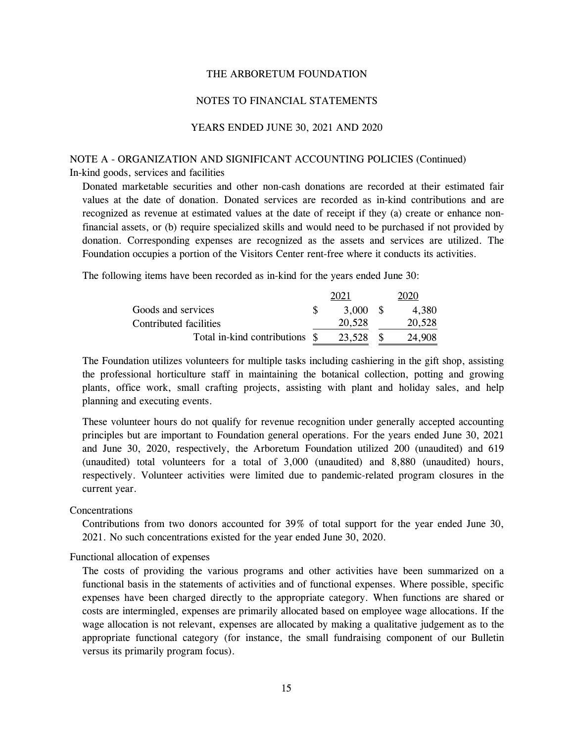# THE ARBORETUM FOUNDATION

## NOTES TO FINANCIAL STATEMENTS

## YEARS ENDED JUNE 30, 2021 AND 2020

NOTE A - ORGANIZATION AND SIGNIFICANT ACCOUNTING POLICIES (Continued)

In-kind goods, services and facilities

Donated marketable securities and other non-cash donations are recorded at their estimated fair values at the date of donation. Donated services are recorded as in-kind contributions and are recognized as revenue at estimated values at the date of receipt if they (a) create or enhance non-financial assets, or (b) require specialized skills and would need to be purchased if not provided by donation. Corresponding expenses are recognized as the assets and services are utilized. The Foundation occupies a portion of the Visitors Center rent-free where it conducts its activities.

The following items have been recorded as in-kind for the years ended June 30:

| | 2021 | 2020 |
|---|---|---|
| Goods and services | $ 3,000 | $ 4,380 |
| Contributed facilities | 20,528 | 20,528 |
| Total in-kind contributions | $ 23,528 | $ 24,908 |

The Foundation utilizes volunteers for multiple tasks including cashiering in the gift shop, assisting the professional horticulture staff in maintaining the botanical collection, potting and growing plants, office work, small crafting projects, assisting with plant and holiday sales, and help planning and executing events.

These volunteer hours do not qualify for revenue recognition under generally accepted accounting principles but are important to Foundation general operations. For the years ended June 30, 2021 and June 30, 2020, respectively, the Arboretum Foundation utilized 200 (unaudited) and 619 (unaudited) total volunteers for a total of 3,000 (unaudited) and 8,880 (unaudited) hours, respectively. Volunteer activities were limited due to pandemic-related program closures in the current year.

Concentrations

Contributions from two donors accounted for 39% of total support for the year ended June 30, 2021. No such concentrations existed for the year ended June 30, 2020.

Functional allocation of expenses

The costs of providing the various programs and other activities have been summarized on a functional basis in the statements of activities and of functional expenses. Where possible, specific expenses have been charged directly to the appropriate category. When functions are shared or costs are intermingled, expenses are primarily allocated based on employee wage allocations. If the wage allocation is not relevant, expenses are allocated by making a qualitative judgement as to the appropriate functional category (for instance, the small fundraising component of our Bulletin versus its primarily program focus).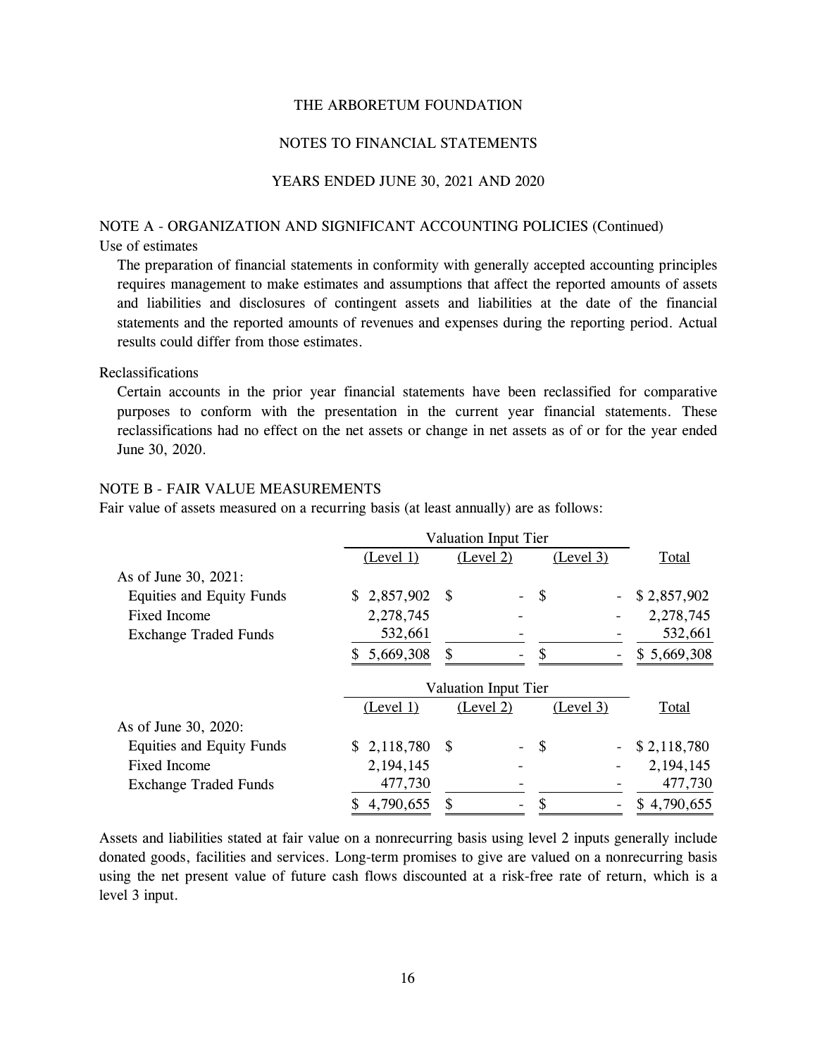THE ARBORETUM FOUNDATION

NOTES TO FINANCIAL STATEMENTS

YEARS ENDED JUNE 30, 2021 AND 2020

## NOTE A - ORGANIZATION AND SIGNIFICANT ACCOUNTING POLICIES (Continued)

Use of estimates

The preparation of financial statements in conformity with generally accepted accounting principles requires management to make estimates and assumptions that affect the reported amounts of assets and liabilities and disclosures of contingent assets and liabilities at the date of the financial statements and the reported amounts of revenues and expenses during the reporting period. Actual results could differ from those estimates.

Reclassifications

Certain accounts in the prior year financial statements have been reclassified for comparative purposes to conform with the presentation in the current year financial statements. These reclassifications had no effect on the net assets or change in net assets as of or for the year ended June 30, 2020.

## NOTE B - FAIR VALUE MEASUREMENTS

Fair value of assets measured on a recurring basis (at least annually) are as follows:

| | Valuation Input Tier | | | |
|---|---|---|---|---|
| | (Level 1) | (Level 2) | (Level 3) | Total |
| As of June 30, 2021: | | | | |
| Equities and Equity Funds | $ 2,857,902 | $ - | $ - | $ 2,857,902 |
| Fixed Income | 2,278,745 | - | - | 2,278,745 |
| Exchange Traded Funds | 532,661 | - | - | 532,661 |
| | $ 5,669,308 | $ - | $ - | $ 5,669,308 |

| | Valuation Input Tier | | | |
|---|---|---|---|---|
| | (Level 1) | (Level 2) | (Level 3) | Total |
| As of June 30, 2020: | | | | |
| Equities and Equity Funds | $ 2,118,780 | $ - | $ - | $ 2,118,780 |
| Fixed Income | 2,194,145 | - | - | 2,194,145 |
| Exchange Traded Funds | 477,730 | - | - | 477,730 |
| | $ 4,790,655 | $ - | $ - | $ 4,790,655 |

Assets and liabilities stated at fair value on a nonrecurring basis using level 2 inputs generally include donated goods, facilities and services. Long-term promises to give are valued on a nonrecurring basis using the net present value of future cash flows discounted at a risk-free rate of return, which is a level 3 input.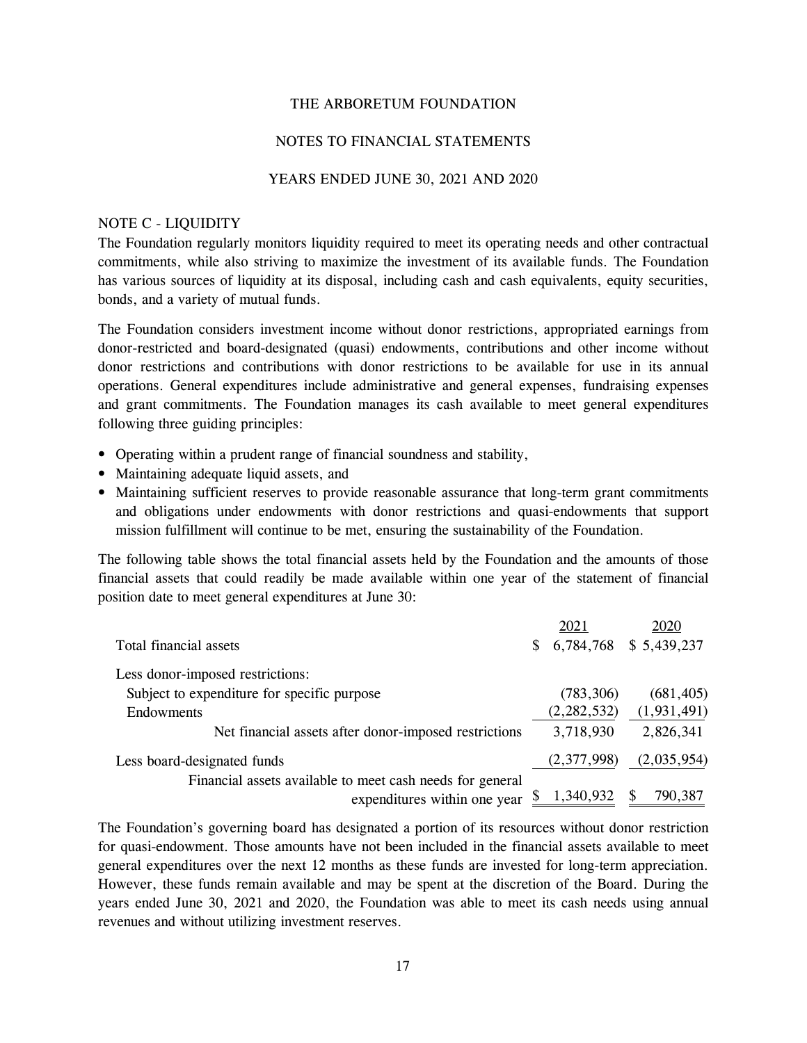THE ARBORETUM FOUNDATION

NOTES TO FINANCIAL STATEMENTS

YEARS ENDED JUNE 30, 2021 AND 2020

## NOTE C - LIQUIDITY

The Foundation regularly monitors liquidity required to meet its operating needs and other contractual commitments, while also striving to maximize the investment of its available funds. The Foundation has various sources of liquidity at its disposal, including cash and cash equivalents, equity securities, bonds, and a variety of mutual funds.

The Foundation considers investment income without donor restrictions, appropriated earnings from donor-restricted and board-designated (quasi) endowments, contributions and other income without donor restrictions and contributions with donor restrictions to be available for use in its annual operations. General expenditures include administrative and general expenses, fundraising expenses and grant commitments. The Foundation manages its cash available to meet general expenditures following three guiding principles:

- Operating within a prudent range of financial soundness and stability,
- Maintaining adequate liquid assets, and
- Maintaining sufficient reserves to provide reasonable assurance that long-term grant commitments and obligations under endowments with donor restrictions and quasi-endowments that support mission fulfillment will continue to be met, ensuring the sustainability of the Foundation.

The following table shows the total financial assets held by the Foundation and the amounts of those financial assets that could readily be made available within one year of the statement of financial position date to meet general expenditures at June 30:

| | 2021 | 2020 |
|---|---|---|
| Total financial assets | $ 6,784,768 | $ 5,439,237 |
| Less donor-imposed restrictions: | | |
| Subject to expenditure for specific purpose | (783,306) | (681,405) |
| Endowments | (2,282,532) | (1,931,491) |
| Net financial assets after donor-imposed restrictions | 3,718,930 | 2,826,341 |
| Less board-designated funds | (2,377,998) | (2,035,954) |
| Financial assets available to meet cash needs for general expenditures within one year | $ 1,340,932 | $ 790,387 |

The Foundation's governing board has designated a portion of its resources without donor restriction for quasi-endowment. Those amounts have not been included in the financial assets available to meet general expenditures over the next 12 months as these funds are invested for long-term appreciation. However, these funds remain available and may be spent at the discretion of the Board. During the years ended June 30, 2021 and 2020, the Foundation was able to meet its cash needs using annual revenues and without utilizing investment reserves.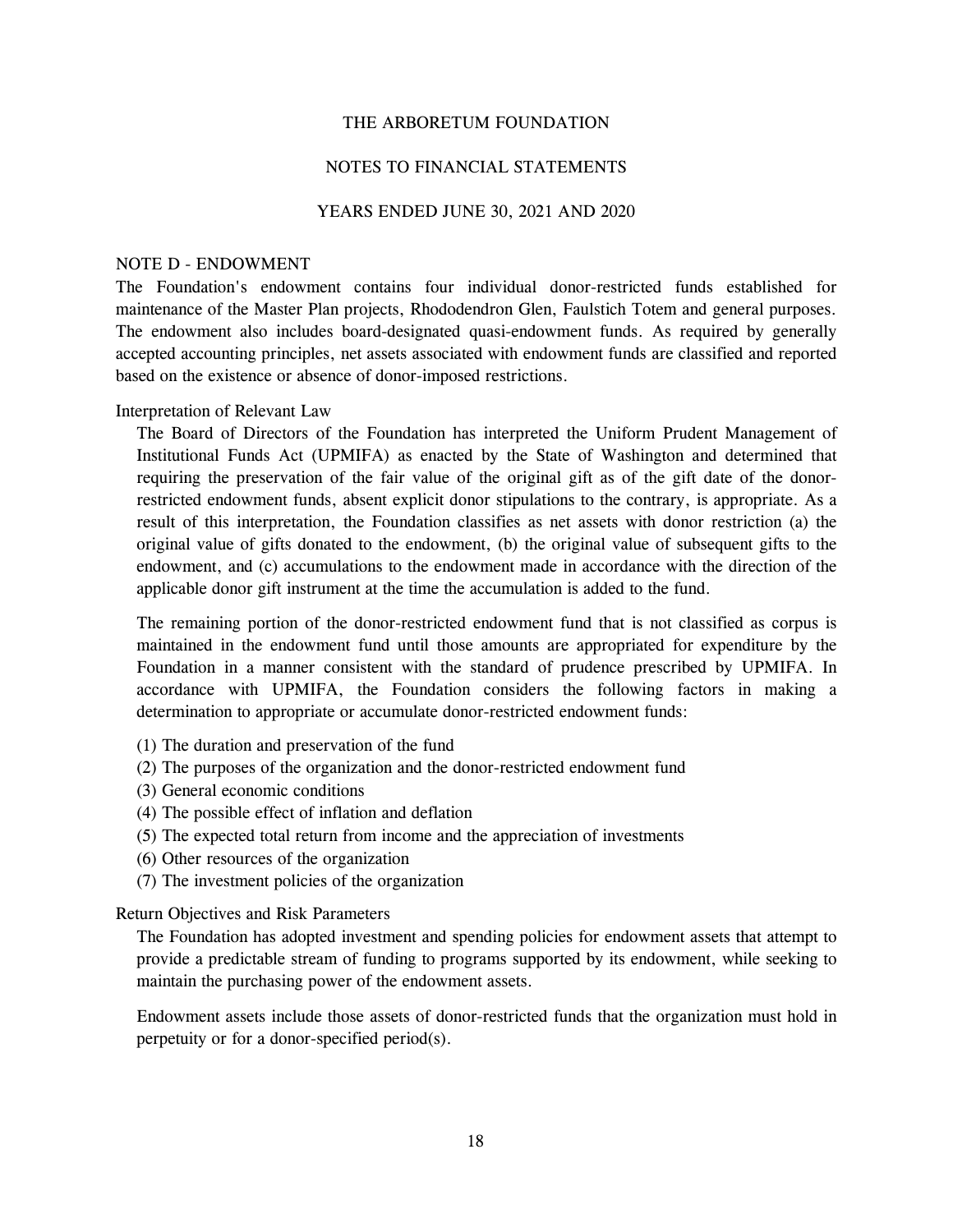# THE ARBORETUM FOUNDATION

## NOTES TO FINANCIAL STATEMENTS

## YEARS ENDED JUNE 30, 2021 AND 2020

### NOTE D - ENDOWMENT

The Foundation's endowment contains four individual donor-restricted funds established for maintenance of the Master Plan projects, Rhododendron Glen, Faulstich Totem and general purposes. The endowment also includes board-designated quasi-endowment funds. As required by generally accepted accounting principles, net assets associated with endowment funds are classified and reported based on the existence or absence of donor-imposed restrictions.

#### Interpretation of Relevant Law

The Board of Directors of the Foundation has interpreted the Uniform Prudent Management of Institutional Funds Act (UPMIFA) as enacted by the State of Washington and determined that requiring the preservation of the fair value of the original gift as of the gift date of the donor-restricted endowment funds, absent explicit donor stipulations to the contrary, is appropriate. As a result of this interpretation, the Foundation classifies as net assets with donor restriction (a) the original value of gifts donated to the endowment, (b) the original value of subsequent gifts to the endowment, and (c) accumulations to the endowment made in accordance with the direction of the applicable donor gift instrument at the time the accumulation is added to the fund.

The remaining portion of the donor-restricted endowment fund that is not classified as corpus is maintained in the endowment fund until those amounts are appropriated for expenditure by the Foundation in a manner consistent with the standard of prudence prescribed by UPMIFA. In accordance with UPMIFA, the Foundation considers the following factors in making a determination to appropriate or accumulate donor-restricted endowment funds:

(1) The duration and preservation of the fund
(2) The purposes of the organization and the donor-restricted endowment fund
(3) General economic conditions
(4) The possible effect of inflation and deflation
(5) The expected total return from income and the appreciation of investments
(6) Other resources of the organization
(7) The investment policies of the organization

#### Return Objectives and Risk Parameters

The Foundation has adopted investment and spending policies for endowment assets that attempt to provide a predictable stream of funding to programs supported by its endowment, while seeking to maintain the purchasing power of the endowment assets.

Endowment assets include those assets of donor-restricted funds that the organization must hold in perpetuity or for a donor-specified period(s).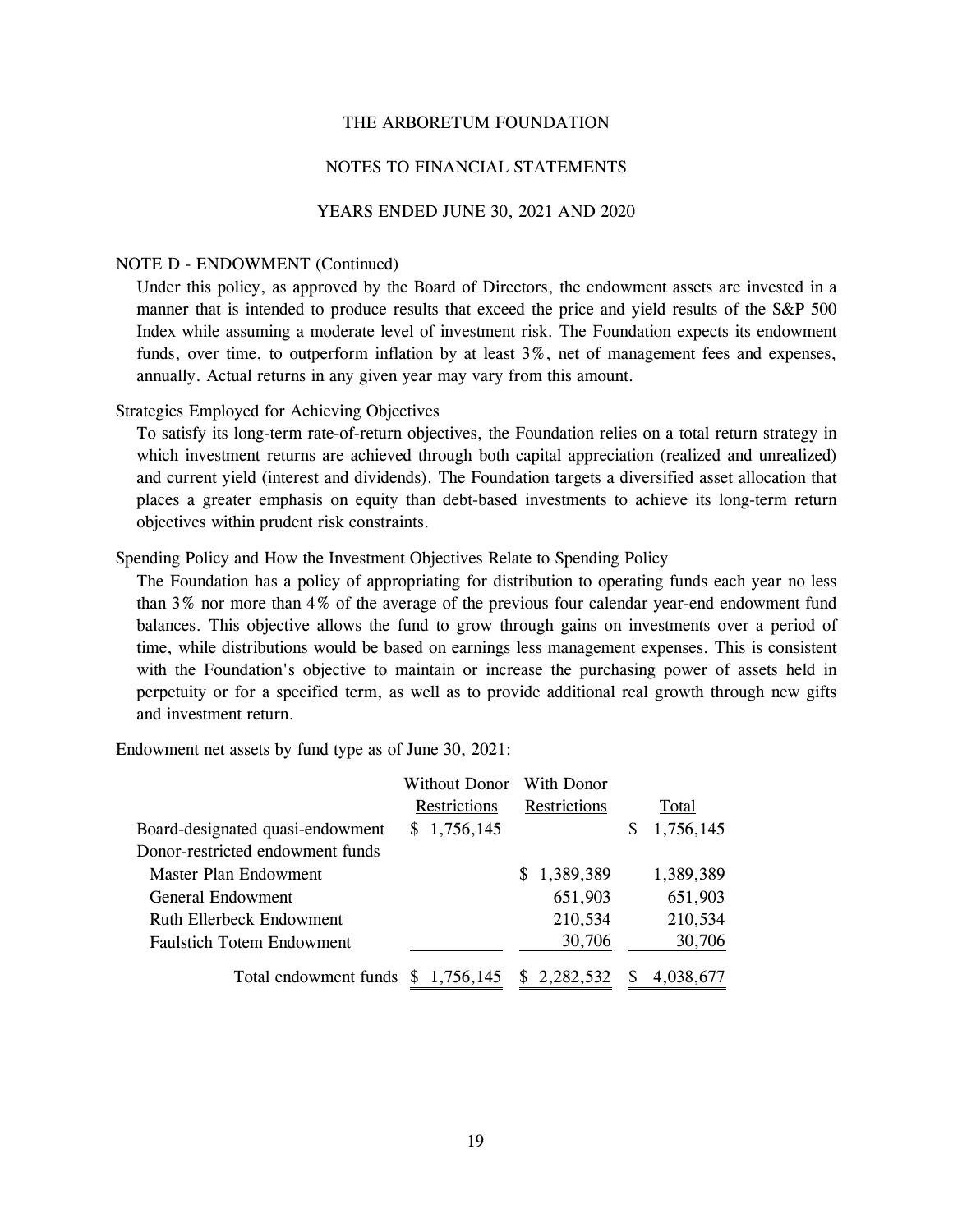THE ARBORETUM FOUNDATION

NOTES TO FINANCIAL STATEMENTS

YEARS ENDED JUNE 30, 2021 AND 2020

NOTE D - ENDOWMENT (Continued)

Under this policy, as approved by the Board of Directors, the endowment assets are invested in a manner that is intended to produce results that exceed the price and yield results of the S&P 500 Index while assuming a moderate level of investment risk. The Foundation expects its endowment funds, over time, to outperform inflation by at least 3%, net of management fees and expenses, annually. Actual returns in any given year may vary from this amount.

Strategies Employed for Achieving Objectives

To satisfy its long-term rate-of-return objectives, the Foundation relies on a total return strategy in which investment returns are achieved through both capital appreciation (realized and unrealized) and current yield (interest and dividends). The Foundation targets a diversified asset allocation that places a greater emphasis on equity than debt-based investments to achieve its long-term return objectives within prudent risk constraints.

Spending Policy and How the Investment Objectives Relate to Spending Policy

The Foundation has a policy of appropriating for distribution to operating funds each year no less than 3% nor more than 4% of the average of the previous four calendar year-end endowment fund balances. This objective allows the fund to grow through gains on investments over a period of time, while distributions would be based on earnings less management expenses. This is consistent with the Foundation's objective to maintain or increase the purchasing power of assets held in perpetuity or for a specified term, as well as to provide additional real growth through new gifts and investment return.

Endowment net assets by fund type as of June 30, 2021:

| | Without Donor Restrictions | With Donor Restrictions | Total |
|---|---|---|---|
| Board-designated quasi-endowment | $ 1,756,145 | | $ 1,756,145 |
| Donor-restricted endowment funds | | | |
| Master Plan Endowment | | $ 1,389,389 | 1,389,389 |
| General Endowment | | 651,903 | 651,903 |
| Ruth Ellerbeck Endowment | | 210,534 | 210,534 |
| Faulstich Totem Endowment | | 30,706 | 30,706 |
| Total endowment funds | $ 1,756,145 | $ 2,282,532 | $ 4,038,677 |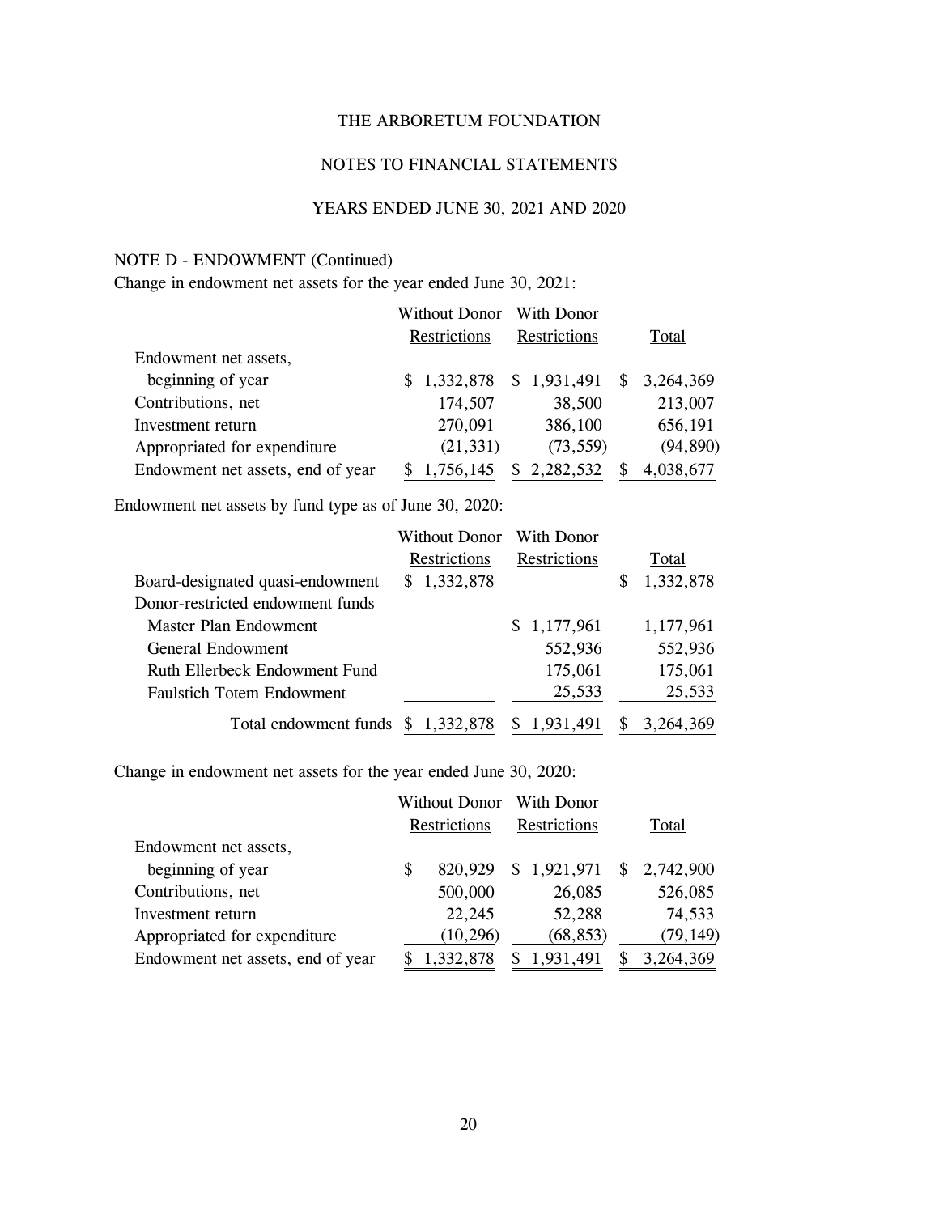THE ARBORETUM FOUNDATION

NOTES TO FINANCIAL STATEMENTS

YEARS ENDED JUNE 30, 2021 AND 2020

## NOTE D - ENDOWMENT (Continued)

Change in endowment net assets for the year ended June 30, 2021:

| | Without Donor Restrictions | With Donor Restrictions | Total |
|---|---|---|---|
| Endowment net assets, beginning of year | $ 1,332,878 | $ 1,931,491 | $ 3,264,369 |
| Contributions, net | 174,507 | 38,500 | 213,007 |
| Investment return | 270,091 | 386,100 | 656,191 |
| Appropriated for expenditure | (21,331) | (73,559) | (94,890) |
| Endowment net assets, end of year | $ 1,756,145 | $ 2,282,532 | $ 4,038,677 |

Endowment net assets by fund type as of June 30, 2020:

| | Without Donor Restrictions | With Donor Restrictions | Total |
|---|---|---|---|
| Board-designated quasi-endowment | $ 1,332,878 | | $ 1,332,878 |
| Donor-restricted endowment funds | | | |
| Master Plan Endowment | | $ 1,177,961 | 1,177,961 |
| General Endowment | | 552,936 | 552,936 |
| Ruth Ellerbeck Endowment Fund | | 175,061 | 175,061 |
| Faulstich Totem Endowment | | 25,533 | 25,533 |
| Total endowment funds | $ 1,332,878 | $ 1,931,491 | $ 3,264,369 |

Change in endowment net assets for the year ended June 30, 2020:

| | Without Donor Restrictions | With Donor Restrictions | Total |
|---|---|---|---|
| Endowment net assets, beginning of year | $ 820,929 | $ 1,921,971 | $ 2,742,900 |
| Contributions, net | 500,000 | 26,085 | 526,085 |
| Investment return | 22,245 | 52,288 | 74,533 |
| Appropriated for expenditure | (10,296) | (68,853) | (79,149) |
| Endowment net assets, end of year | $ 1,332,878 | $ 1,931,491 | $ 3,264,369 |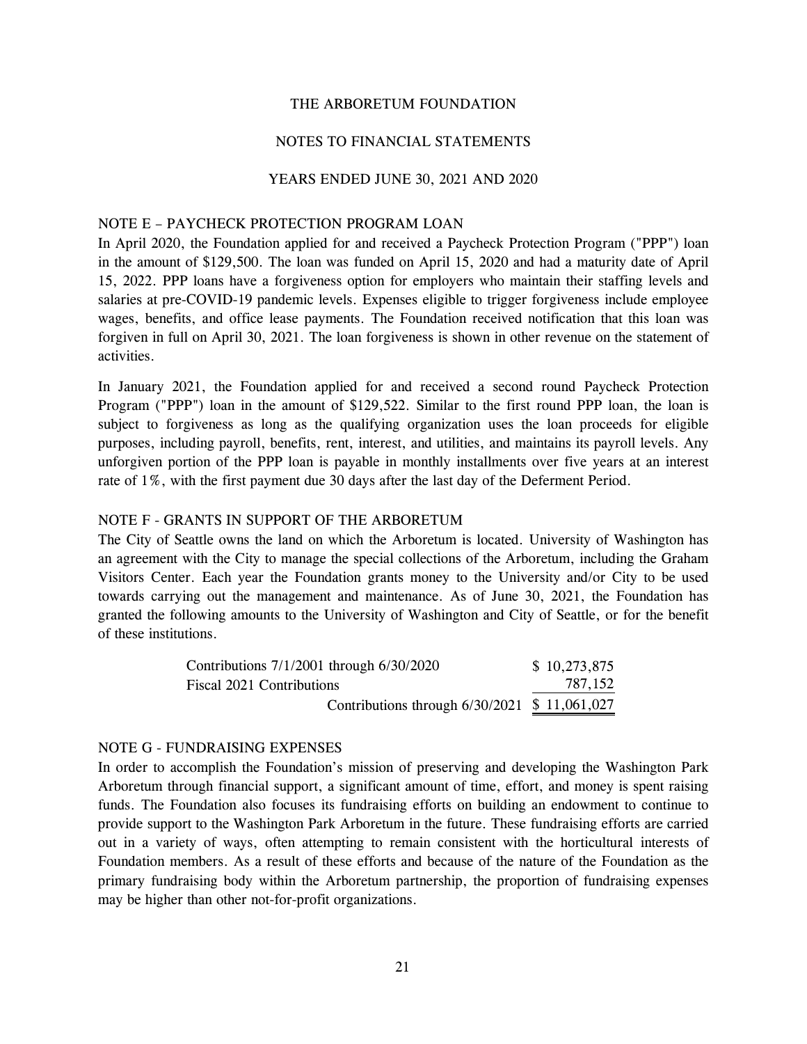## NOTE E – PAYCHECK PROTECTION PROGRAM LOAN

In April 2020, the Foundation applied for and received a Paycheck Protection Program ("PPP") loan in the amount of $129,500. The loan was funded on April 15, 2020 and had a maturity date of April 15, 2022. PPP loans have a forgiveness option for employers who maintain their staffing levels and salaries at pre-COVID-19 pandemic levels. Expenses eligible to trigger forgiveness include employee wages, benefits, and office lease payments. The Foundation received notification that this loan was forgiven in full on April 30, 2021. The loan forgiveness is shown in other revenue on the statement of activities.

In January 2021, the Foundation applied for and received a second round Paycheck Protection Program ("PPP") loan in the amount of $129,522. Similar to the first round PPP loan, the loan is subject to forgiveness as long as the qualifying organization uses the loan proceeds for eligible purposes, including payroll, benefits, rent, interest, and utilities, and maintains its payroll levels. Any unforgiven portion of the PPP loan is payable in monthly installments over five years at an interest rate of 1%, with the first payment due 30 days after the last day of the Deferment Period.

## NOTE F - GRANTS IN SUPPORT OF THE ARBORETUM

The City of Seattle owns the land on which the Arboretum is located. University of Washington has an agreement with the City to manage the special collections of the Arboretum, including the Graham Visitors Center. Each year the Foundation grants money to the University and/or City to be used towards carrying out the management and maintenance. As of June 30, 2021, the Foundation has granted the following amounts to the University of Washington and City of Seattle, or for the benefit of these institutions.

| | |
|---|---|
| Contributions 7/1/2001 through 6/30/2020 | $ 10,273,875 |
| Fiscal 2021 Contributions | 787,152 |
| Contributions through 6/30/2021 | $ 11,061,027 |

## NOTE G - FUNDRAISING EXPENSES

In order to accomplish the Foundation's mission of preserving and developing the Washington Park Arboretum through financial support, a significant amount of time, effort, and money is spent raising funds. The Foundation also focuses its fundraising efforts on building an endowment to continue to provide support to the Washington Park Arboretum in the future. These fundraising efforts are carried out in a variety of ways, often attempting to remain consistent with the horticultural interests of Foundation members. As a result of these efforts and because of the nature of the Foundation as the primary fundraising body within the Arboretum partnership, the proportion of fundraising expenses may be higher than other not-for-profit organizations.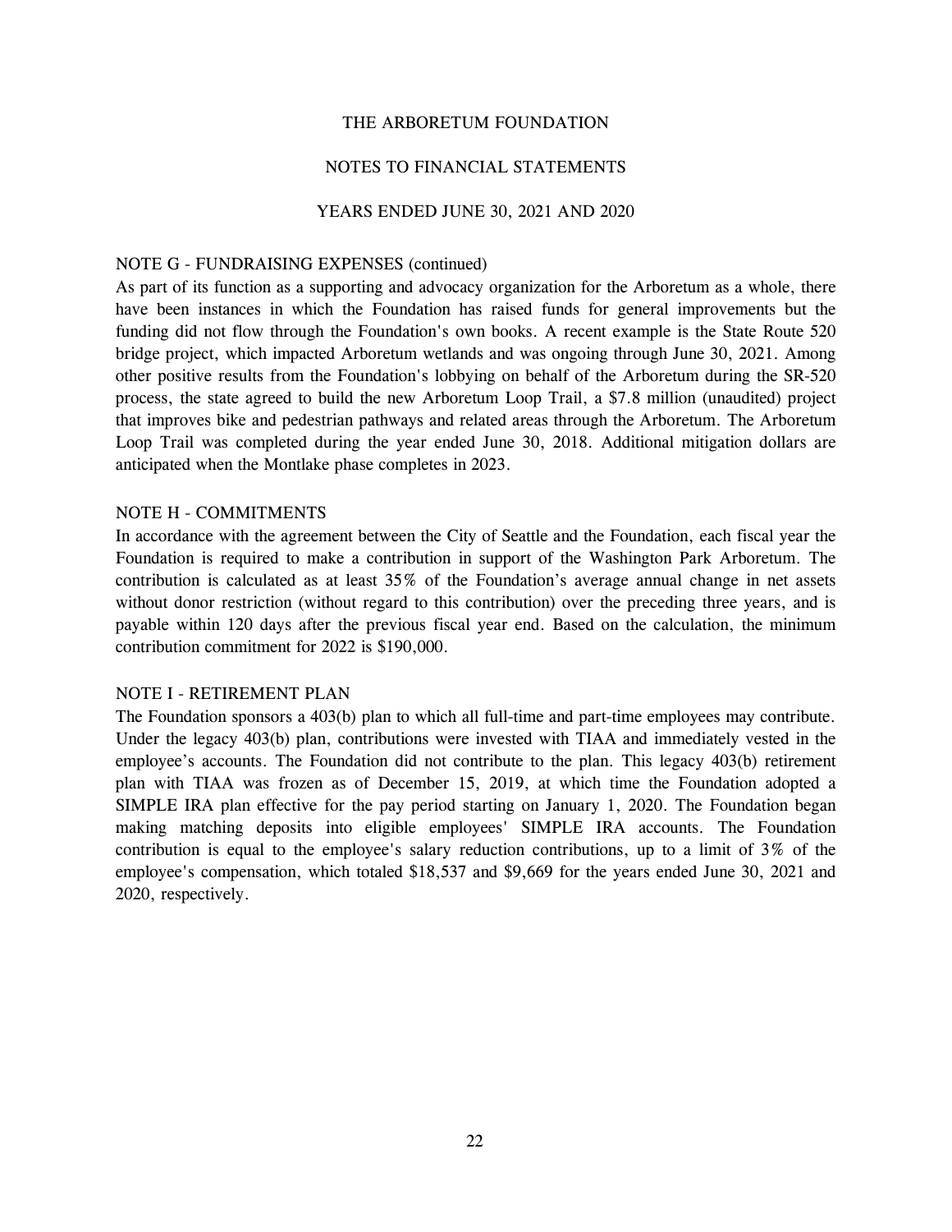THE ARBORETUM FOUNDATION

NOTES TO FINANCIAL STATEMENTS

YEARS ENDED JUNE 30, 2021 AND 2020

NOTE G - FUNDRAISING EXPENSES (continued)

As part of its function as a supporting and advocacy organization for the Arboretum as a whole, there have been instances in which the Foundation has raised funds for general improvements but the funding did not flow through the Foundation's own books. A recent example is the State Route 520 bridge project, which impacted Arboretum wetlands and was ongoing through June 30, 2021. Among other positive results from the Foundation's lobbying on behalf of the Arboretum during the SR-520 process, the state agreed to build the new Arboretum Loop Trail, a $7.8 million (unaudited) project that improves bike and pedestrian pathways and related areas through the Arboretum. The Arboretum Loop Trail was completed during the year ended June 30, 2018. Additional mitigation dollars are anticipated when the Montlake phase completes in 2023.

NOTE H - COMMITMENTS

In accordance with the agreement between the City of Seattle and the Foundation, each fiscal year the Foundation is required to make a contribution in support of the Washington Park Arboretum. The contribution is calculated as at least 35% of the Foundation's average annual change in net assets without donor restriction (without regard to this contribution) over the preceding three years, and is payable within 120 days after the previous fiscal year end. Based on the calculation, the minimum contribution commitment for 2022 is $190,000.

NOTE I - RETIREMENT PLAN

The Foundation sponsors a 403(b) plan to which all full-time and part-time employees may contribute. Under the legacy 403(b) plan, contributions were invested with TIAA and immediately vested in the employee's accounts. The Foundation did not contribute to the plan. This legacy 403(b) retirement plan with TIAA was frozen as of December 15, 2019, at which time the Foundation adopted a SIMPLE IRA plan effective for the pay period starting on January 1, 2020. The Foundation began making matching deposits into eligible employees' SIMPLE IRA accounts. The Foundation contribution is equal to the employee's salary reduction contributions, up to a limit of 3% of the employee's compensation, which totaled $18,537 and $9,669 for the years ended June 30, 2021 and 2020, respectively.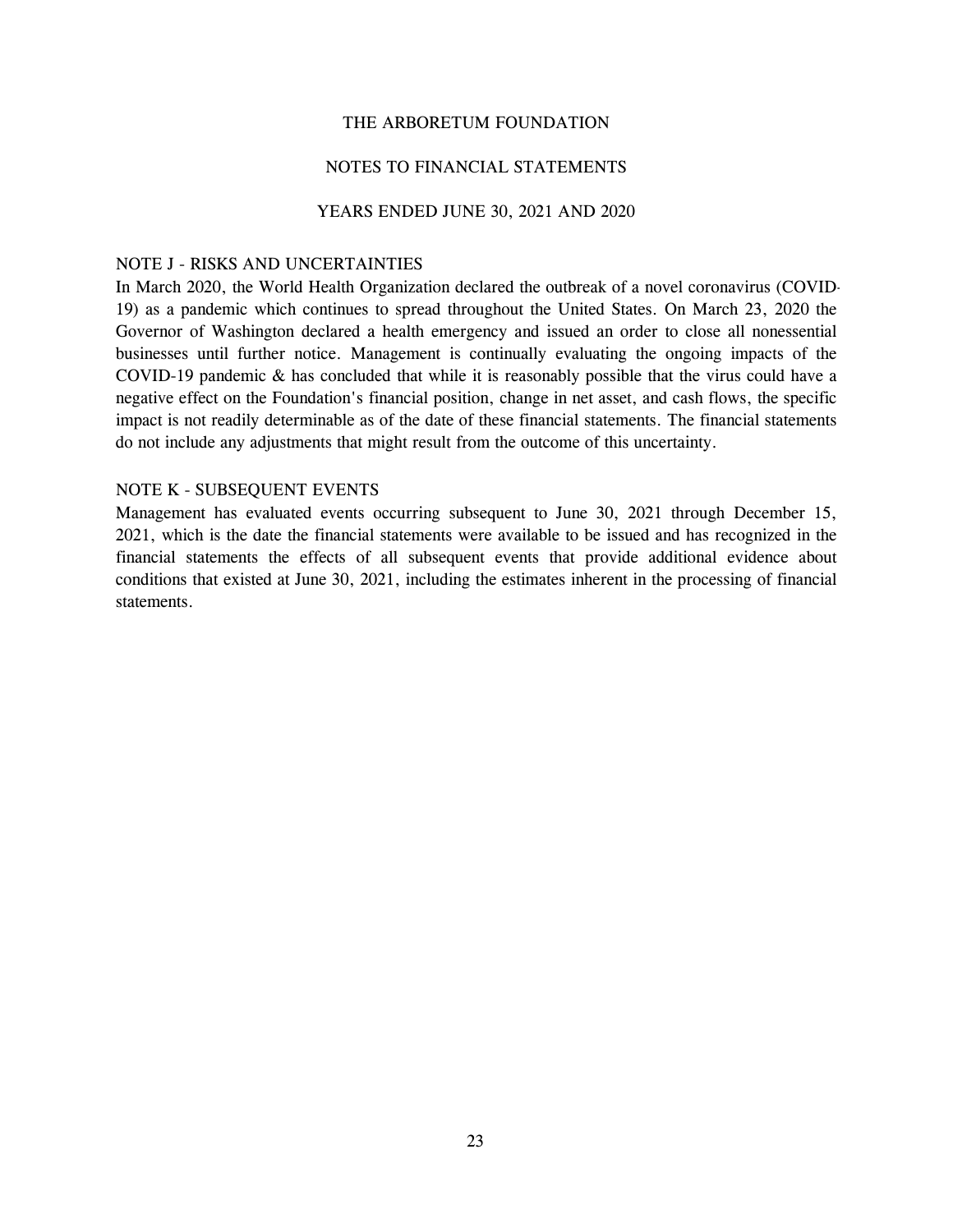THE ARBORETUM FOUNDATION

NOTES TO FINANCIAL STATEMENTS

YEARS ENDED JUNE 30, 2021 AND 2020

## NOTE J - RISKS AND UNCERTAINTIES

In March 2020, the World Health Organization declared the outbreak of a novel coronavirus (COVID-19) as a pandemic which continues to spread throughout the United States. On March 23, 2020 the Governor of Washington declared a health emergency and issued an order to close all nonessential businesses until further notice. Management is continually evaluating the ongoing impacts of the COVID-19 pandemic & has concluded that while it is reasonably possible that the virus could have a negative effect on the Foundation's financial position, change in net asset, and cash flows, the specific impact is not readily determinable as of the date of these financial statements. The financial statements do not include any adjustments that might result from the outcome of this uncertainty.

## NOTE K - SUBSEQUENT EVENTS

Management has evaluated events occurring subsequent to June 30, 2021 through December 15, 2021, which is the date the financial statements were available to be issued and has recognized in the financial statements the effects of all subsequent events that provide additional evidence about conditions that existed at June 30, 2021, including the estimates inherent in the processing of financial statements.